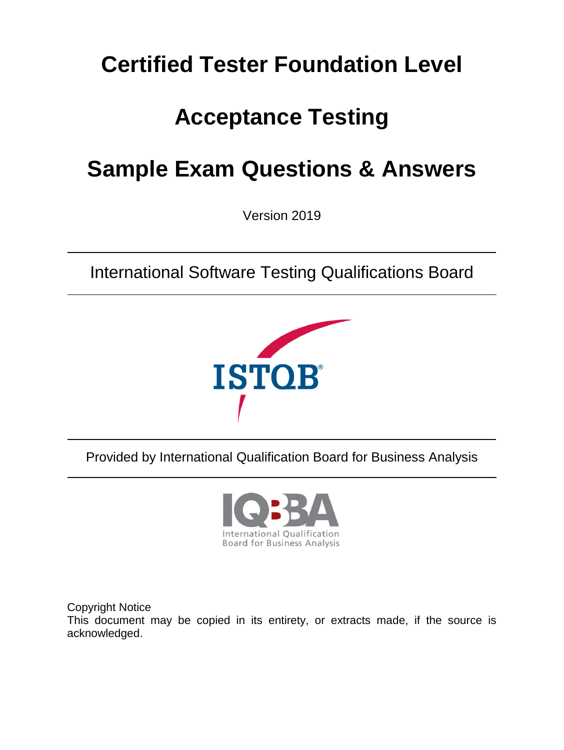# Certified Tester Foundation Level

# Acceptance Testing

# Sample Exam Questions & Answers

Version 2019

International Software Testing Qualifications Board

Provided by International Qualification Board for Business Analysis

Copyright Notice

This document may be copied in its entirety, or extracts made, if the source is acknowledged.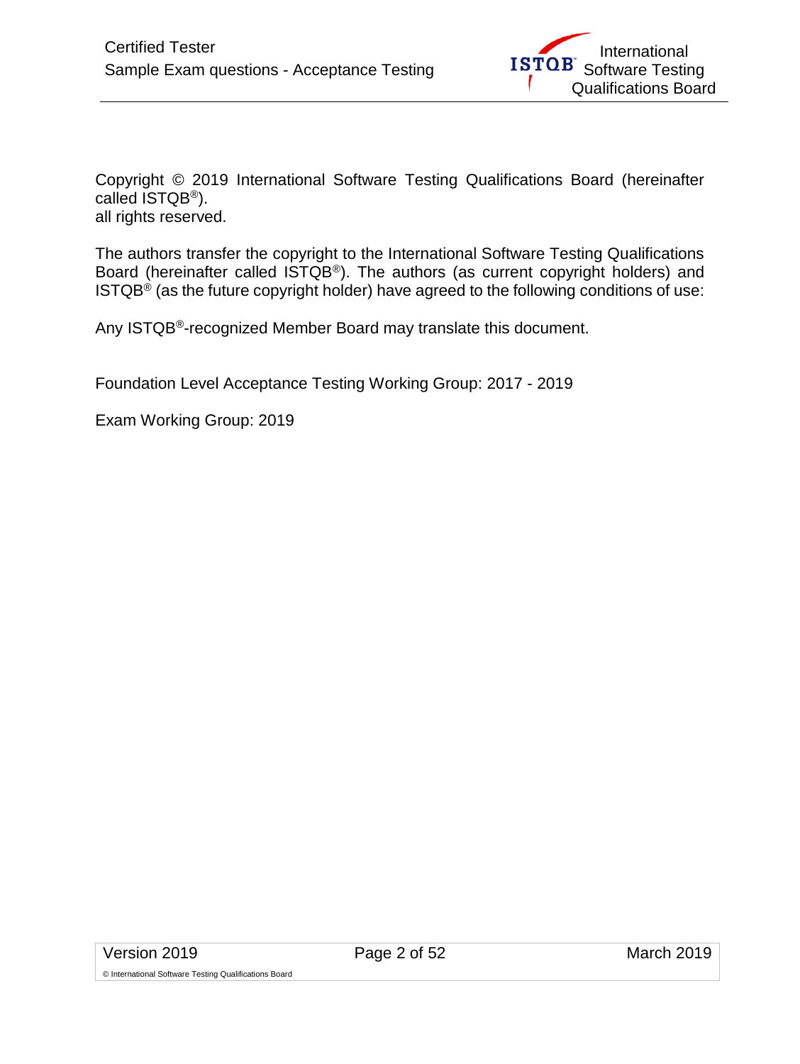Copyright © 2019 International Software Testing Qualifications Board (hereinafter called ISTQB®).
all rights reserved.

The authors transfer the copyright to the International Software Testing Qualifications Board (hereinafter called ISTQB®). The authors (as current copyright holders) and ISTQB® (as the future copyright holder) have agreed to the following conditions of use:

Any ISTQB®-recognized Member Board may translate this document.

Foundation Level Acceptance Testing Working Group: 2017 - 2019

Exam Working Group: 2019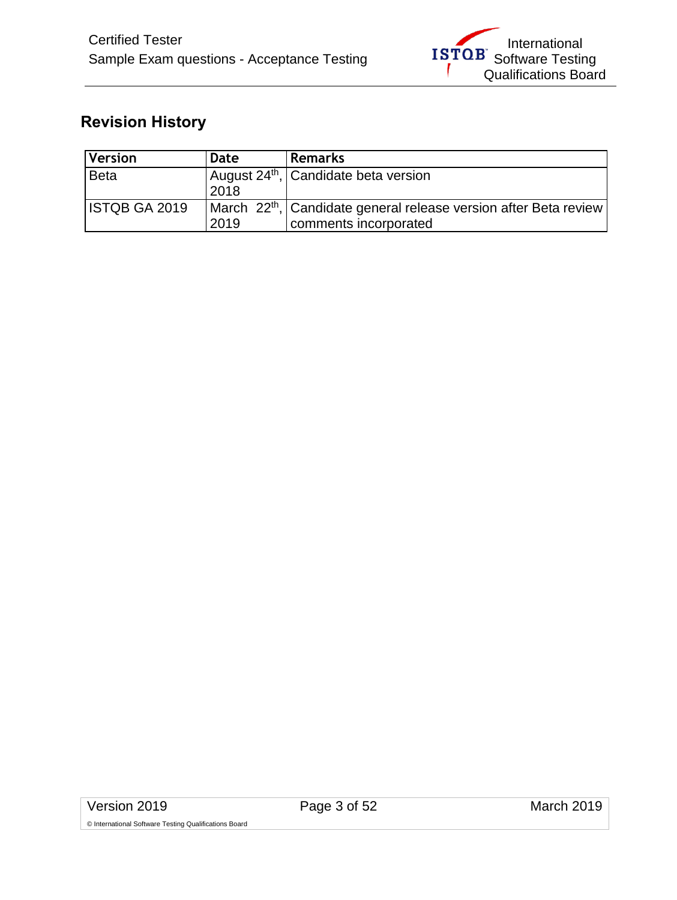## Revision History

| Version | Date | Remarks |
|---|---|---|
| Beta | August 24th, 2018 | Candidate beta version |
| ISTQB GA 2019 | March 22th, 2019 | Candidate general release version after Beta review comments incorporated |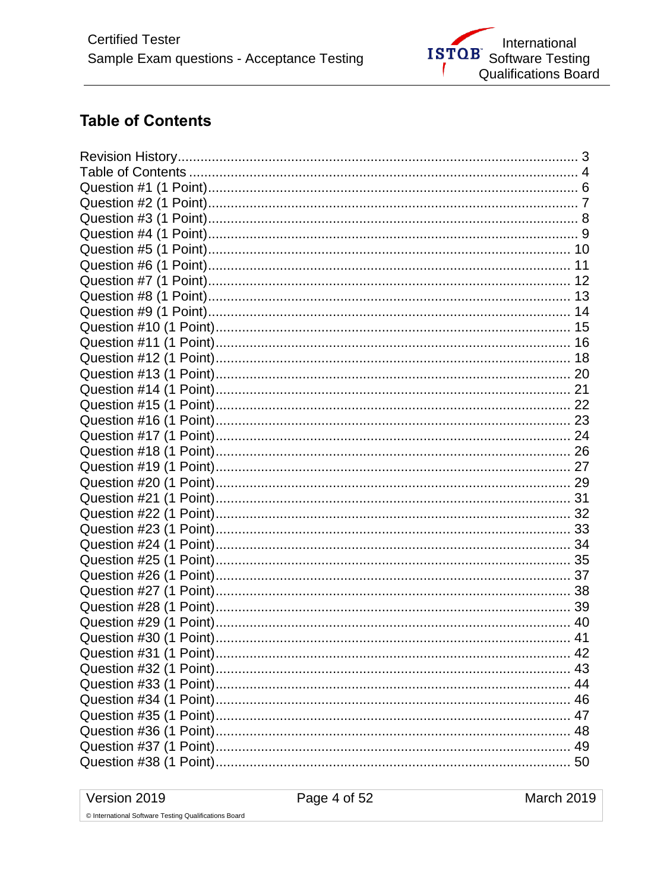## Table of Contents

Revision History ................................................................................................ 3
Table of Contents ............................................................................................... 4
Question #1 (1 Point)........................................................................................ 6
Question #2 (1 Point)........................................................................................ 7
Question #3 (1 Point)........................................................................................ 8
Question #4 (1 Point)........................................................................................ 9
Question #5 (1 Point)........................................................................................ 10
Question #6 (1 Point)........................................................................................ 11
Question #7 (1 Point)........................................................................................ 12
Question #8 (1 Point)........................................................................................ 13
Question #9 (1 Point)........................................................................................ 14
Question #10 (1 Point)...................................................................................... 15
Question #11 (1 Point)...................................................................................... 16
Question #12 (1 Point)...................................................................................... 18
Question #13 (1 Point)...................................................................................... 20
Question #14 (1 Point)...................................................................................... 21
Question #15 (1 Point)...................................................................................... 22
Question #16 (1 Point)...................................................................................... 23
Question #17 (1 Point)...................................................................................... 24
Question #18 (1 Point)...................................................................................... 26
Question #19 (1 Point)...................................................................................... 27
Question #20 (1 Point)...................................................................................... 29
Question #21 (1 Point)...................................................................................... 31
Question #22 (1 Point)...................................................................................... 32
Question #23 (1 Point)...................................................................................... 33
Question #24 (1 Point)...................................................................................... 34
Question #25 (1 Point)...................................................................................... 35
Question #26 (1 Point)...................................................................................... 37
Question #27 (1 Point)...................................................................................... 38
Question #28 (1 Point)...................................................................................... 39
Question #29 (1 Point)...................................................................................... 40
Question #30 (1 Point)...................................................................................... 41
Question #31 (1 Point)...................................................................................... 42
Question #32 (1 Point)...................................................................................... 43
Question #33 (1 Point)...................................................................................... 44
Question #34 (1 Point)...................................................................................... 46
Question #35 (1 Point)...................................................................................... 47
Question #36 (1 Point)...................................................................................... 48
Question #37 (1 Point)...................................................................................... 49
Question #38 (1 Point)...................................................................................... 50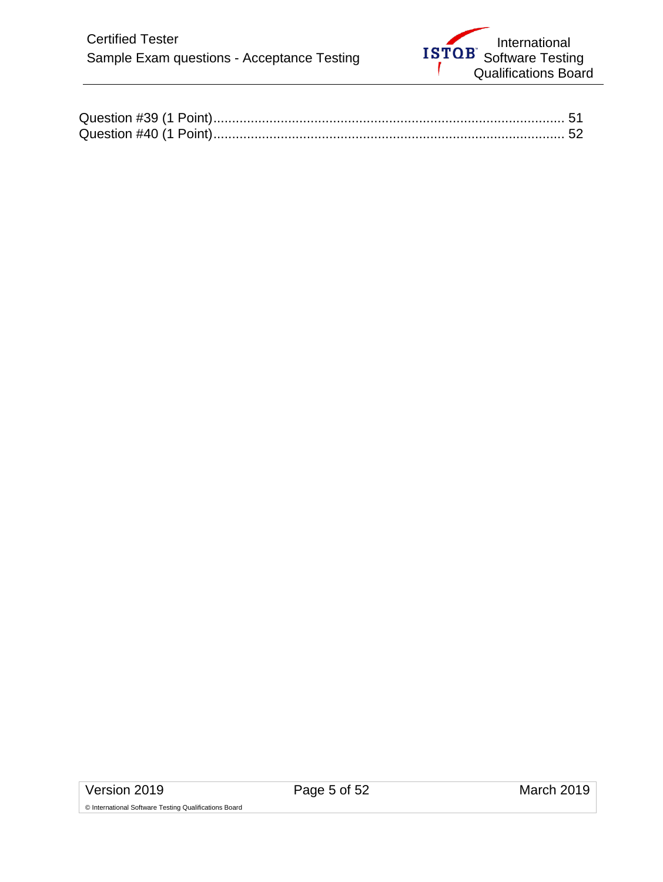Question #39 (1 Point)............................................................................................ 51
Question #40 (1 Point)............................................................................................ 52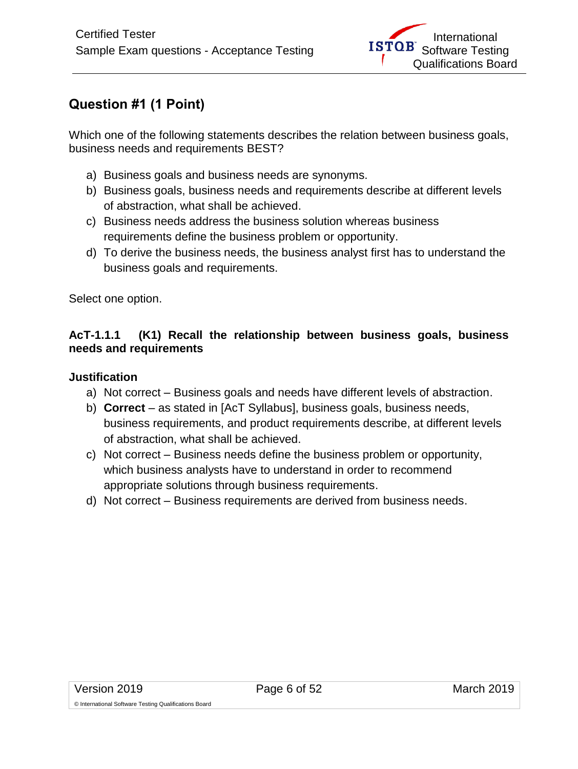## Question #1 (1 Point)

Which one of the following statements describes the relation between business goals, business needs and requirements BEST?

a) Business goals and business needs are synonyms.
b) Business goals, business needs and requirements describe at different levels of abstraction, what shall be achieved.
c) Business needs address the business solution whereas business requirements define the business problem or opportunity.
d) To derive the business needs, the business analyst first has to understand the business goals and requirements.

Select one option.

**AcT-1.1.1 (K1) Recall the relationship between business goals, business needs and requirements**

**Justification**

a) Not correct – Business goals and needs have different levels of abstraction.
b) **Correct** – as stated in [AcT Syllabus], business goals, business needs, business requirements, and product requirements describe, at different levels of abstraction, what shall be achieved.
c) Not correct – Business needs define the business problem or opportunity, which business analysts have to understand in order to recommend appropriate solutions through business requirements.
d) Not correct – Business requirements are derived from business needs.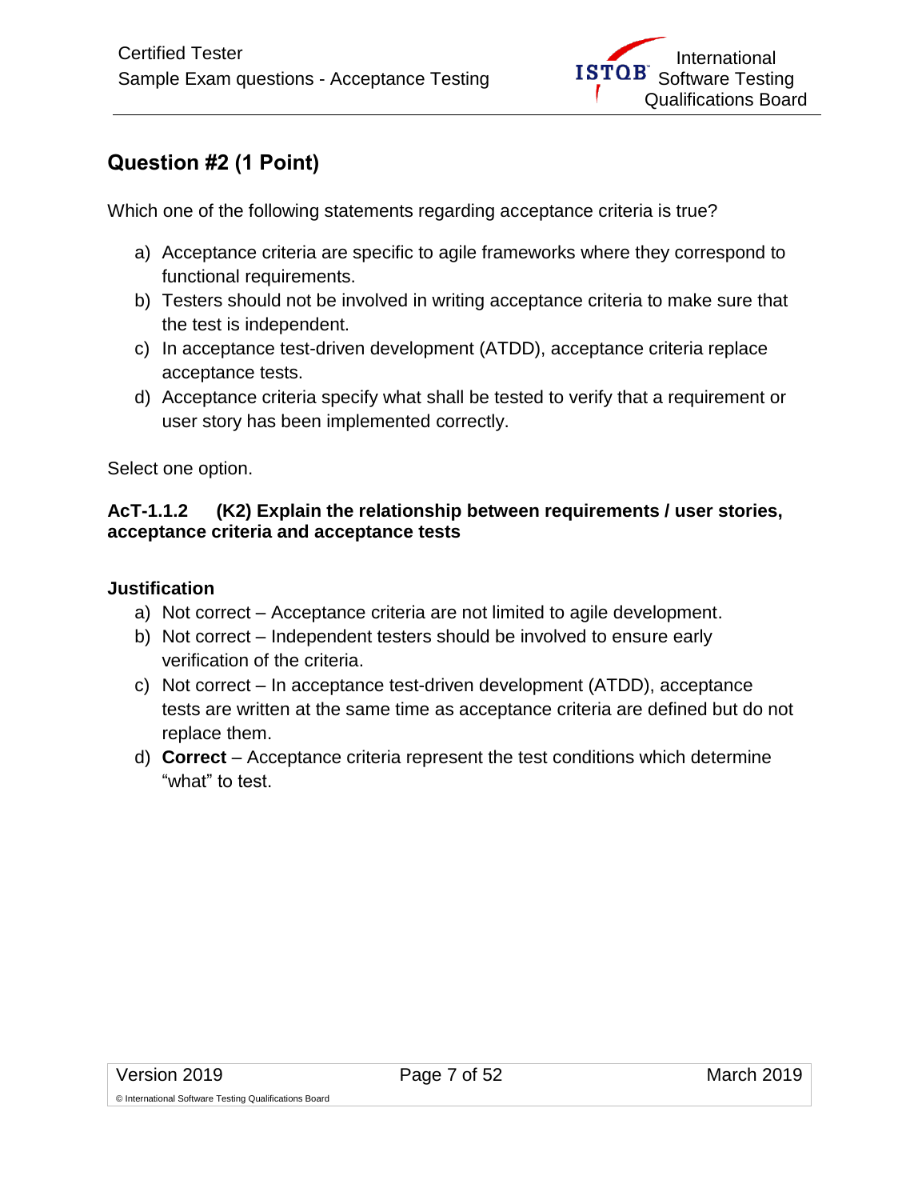## Question #2 (1 Point)

Which one of the following statements regarding acceptance criteria is true?

a) Acceptance criteria are specific to agile frameworks where they correspond to functional requirements.
b) Testers should not be involved in writing acceptance criteria to make sure that the test is independent.
c) In acceptance test-driven development (ATDD), acceptance criteria replace acceptance tests.
d) Acceptance criteria specify what shall be tested to verify that a requirement or user story has been implemented correctly.

Select one option.

**AcT-1.1.2 (K2) Explain the relationship between requirements / user stories, acceptance criteria and acceptance tests**

**Justification**

a) Not correct – Acceptance criteria are not limited to agile development.
b) Not correct – Independent testers should be involved to ensure early verification of the criteria.
c) Not correct – In acceptance test-driven development (ATDD), acceptance tests are written at the same time as acceptance criteria are defined but do not replace them.
d) **Correct** – Acceptance criteria represent the test conditions which determine "what" to test.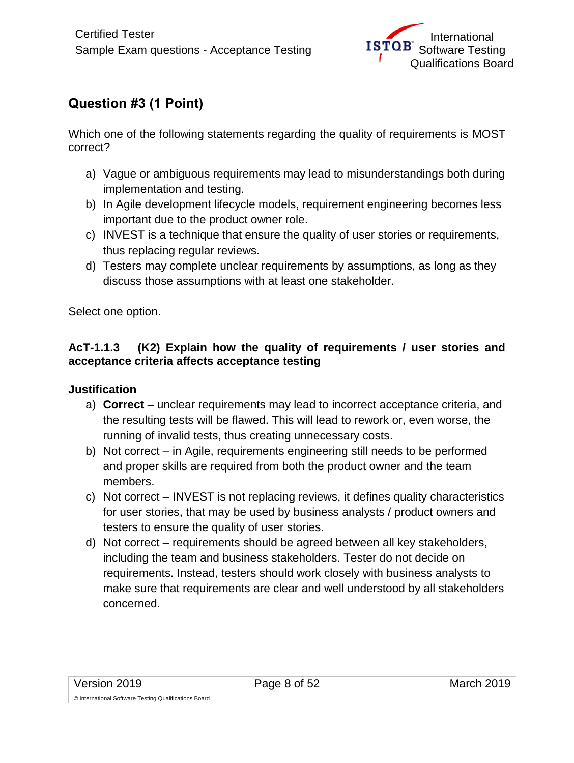## Question #3 (1 Point)

Which one of the following statements regarding the quality of requirements is MOST correct?

a) Vague or ambiguous requirements may lead to misunderstandings both during implementation and testing.
b) In Agile development lifecycle models, requirement engineering becomes less important due to the product owner role.
c) INVEST is a technique that ensure the quality of user stories or requirements, thus replacing regular reviews.
d) Testers may complete unclear requirements by assumptions, as long as they discuss those assumptions with at least one stakeholder.

Select one option.

**AcT-1.1.3 (K2) Explain how the quality of requirements / user stories and acceptance criteria affects acceptance testing**

**Justification**

a) **Correct** – unclear requirements may lead to incorrect acceptance criteria, and the resulting tests will be flawed. This will lead to rework or, even worse, the running of invalid tests, thus creating unnecessary costs.
b) Not correct – in Agile, requirements engineering still needs to be performed and proper skills are required from both the product owner and the team members.
c) Not correct – INVEST is not replacing reviews, it defines quality characteristics for user stories, that may be used by business analysts / product owners and testers to ensure the quality of user stories.
d) Not correct – requirements should be agreed between all key stakeholders, including the team and business stakeholders. Tester do not decide on requirements. Instead, testers should work closely with business analysts to make sure that requirements are clear and well understood by all stakeholders concerned.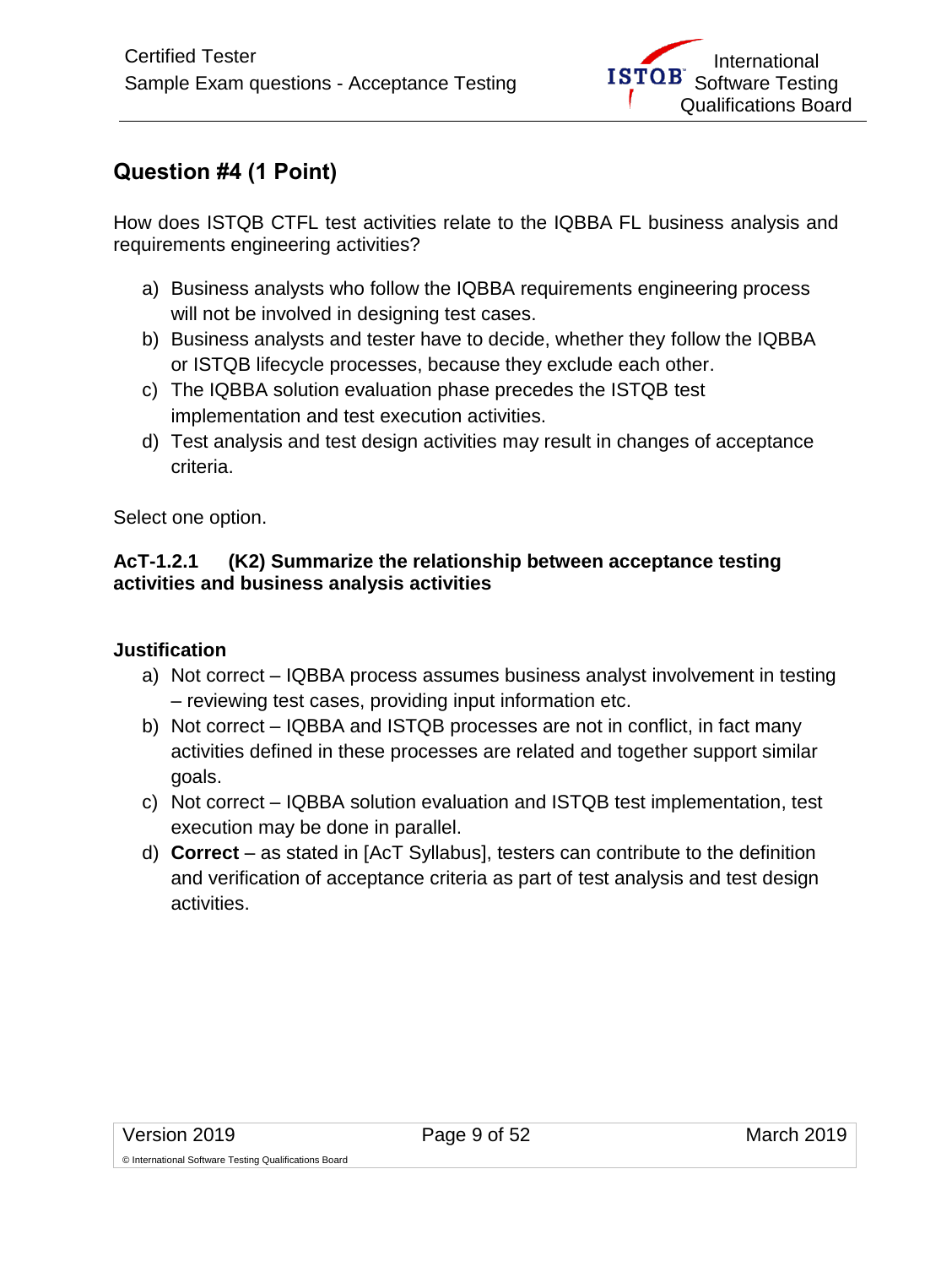## Question #4 (1 Point)

How does ISTQB CTFL test activities relate to the IQBBA FL business analysis and requirements engineering activities?

a) Business analysts who follow the IQBBA requirements engineering process will not be involved in designing test cases.
b) Business analysts and tester have to decide, whether they follow the IQBBA or ISTQB lifecycle processes, because they exclude each other.
c) The IQBBA solution evaluation phase precedes the ISTQB test implementation and test execution activities.
d) Test analysis and test design activities may result in changes of acceptance criteria.

Select one option.

**AcT-1.2.1 (K2) Summarize the relationship between acceptance testing activities and business analysis activities**

**Justification**

a) Not correct – IQBBA process assumes business analyst involvement in testing – reviewing test cases, providing input information etc.
b) Not correct – IQBBA and ISTQB processes are not in conflict, in fact many activities defined in these processes are related and together support similar goals.
c) Not correct – IQBBA solution evaluation and ISTQB test implementation, test execution may be done in parallel.
d) **Correct** – as stated in [AcT Syllabus], testers can contribute to the definition and verification of acceptance criteria as part of test analysis and test design activities.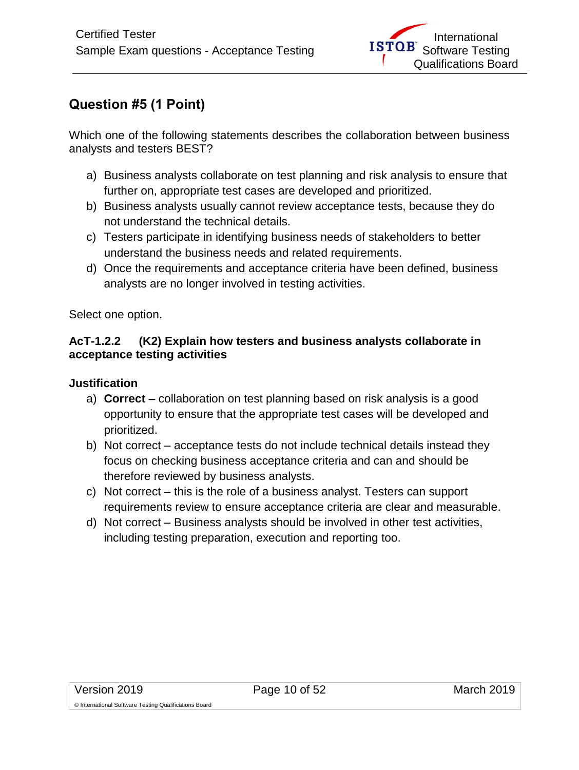## Question #5 (1 Point)

Which one of the following statements describes the collaboration between business analysts and testers BEST?

a) Business analysts collaborate on test planning and risk analysis to ensure that further on, appropriate test cases are developed and prioritized.
b) Business analysts usually cannot review acceptance tests, because they do not understand the technical details.
c) Testers participate in identifying business needs of stakeholders to better understand the business needs and related requirements.
d) Once the requirements and acceptance criteria have been defined, business analysts are no longer involved in testing activities.

Select one option.

**AcT-1.2.2 (K2) Explain how testers and business analysts collaborate in acceptance testing activities**

**Justification**

a) **Correct –** collaboration on test planning based on risk analysis is a good opportunity to ensure that the appropriate test cases will be developed and prioritized.
b) Not correct – acceptance tests do not include technical details instead they focus on checking business acceptance criteria and can and should be therefore reviewed by business analysts.
c) Not correct – this is the role of a business analyst. Testers can support requirements review to ensure acceptance criteria are clear and measurable.
d) Not correct – Business analysts should be involved in other test activities, including testing preparation, execution and reporting too.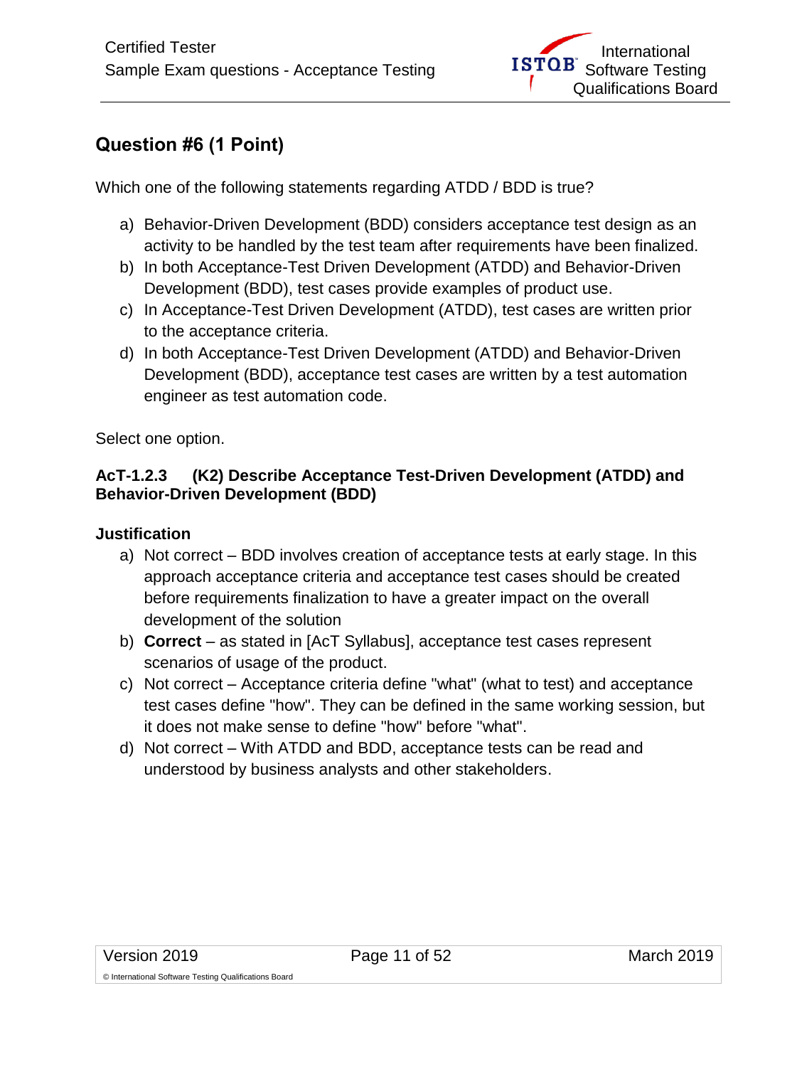## Question #6 (1 Point)

Which one of the following statements regarding ATDD / BDD is true?

a) Behavior-Driven Development (BDD) considers acceptance test design as an activity to be handled by the test team after requirements have been finalized.
b) In both Acceptance-Test Driven Development (ATDD) and Behavior-Driven Development (BDD), test cases provide examples of product use.
c) In Acceptance-Test Driven Development (ATDD), test cases are written prior to the acceptance criteria.
d) In both Acceptance-Test Driven Development (ATDD) and Behavior-Driven Development (BDD), acceptance test cases are written by a test automation engineer as test automation code.

Select one option.

**AcT-1.2.3 (K2) Describe Acceptance Test-Driven Development (ATDD) and Behavior-Driven Development (BDD)**

**Justification**

a) Not correct – BDD involves creation of acceptance tests at early stage. In this approach acceptance criteria and acceptance test cases should be created before requirements finalization to have a greater impact on the overall development of the solution
b) **Correct** – as stated in [AcT Syllabus], acceptance test cases represent scenarios of usage of the product.
c) Not correct – Acceptance criteria define "what" (what to test) and acceptance test cases define "how". They can be defined in the same working session, but it does not make sense to define "how" before "what".
d) Not correct – With ATDD and BDD, acceptance tests can be read and understood by business analysts and other stakeholders.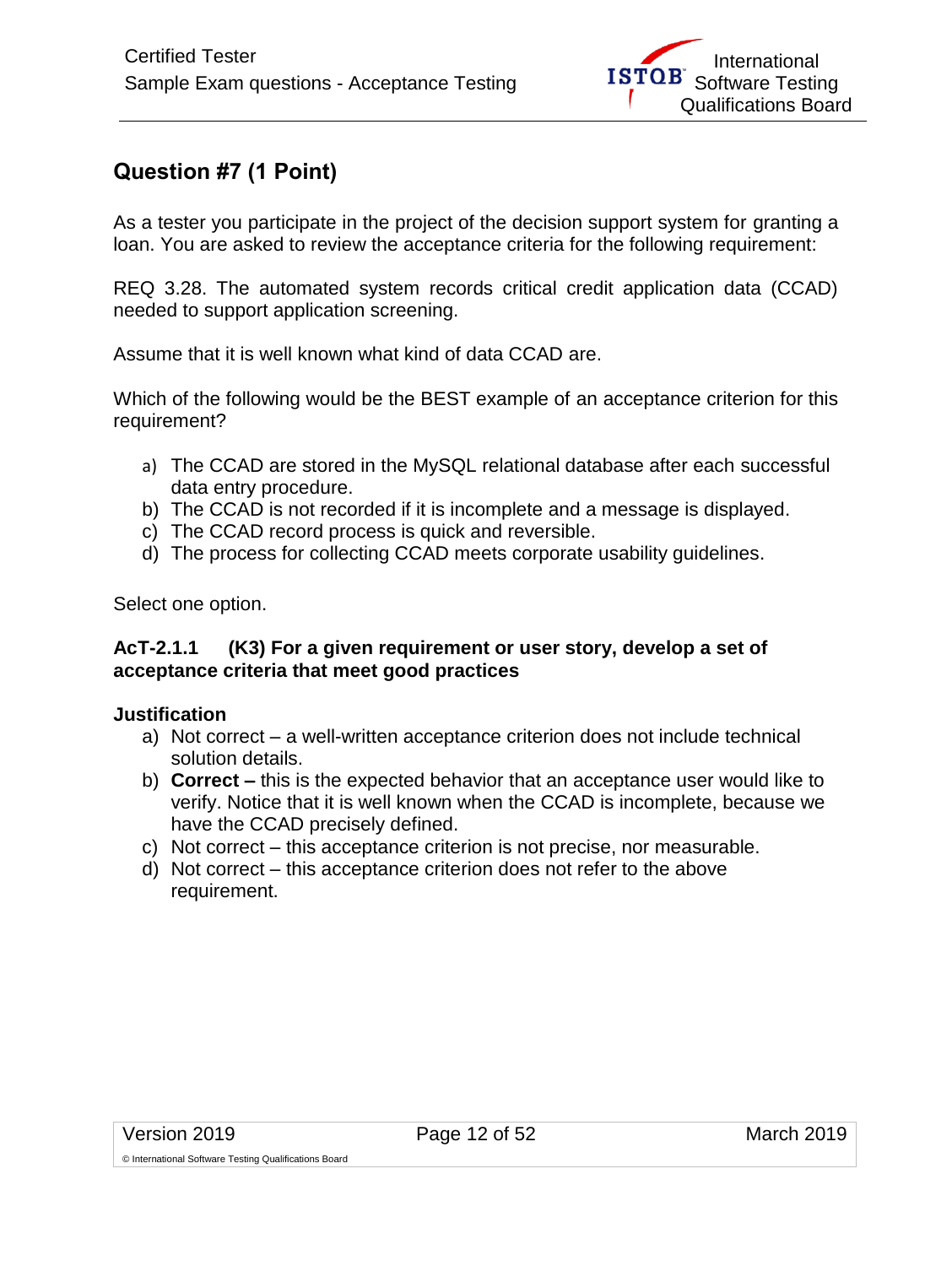## Question #7 (1 Point)

As a tester you participate in the project of the decision support system for granting a loan. You are asked to review the acceptance criteria for the following requirement:

REQ 3.28. The automated system records critical credit application data (CCAD) needed to support application screening.

Assume that it is well known what kind of data CCAD are.

Which of the following would be the BEST example of an acceptance criterion for this requirement?

a) The CCAD are stored in the MySQL relational database after each successful data entry procedure.
b) The CCAD is not recorded if it is incomplete and a message is displayed.
c) The CCAD record process is quick and reversible.
d) The process for collecting CCAD meets corporate usability guidelines.

Select one option.

**AcT-2.1.1 (K3) For a given requirement or user story, develop a set of acceptance criteria that meet good practices**

**Justification**

a) Not correct – a well-written acceptance criterion does not include technical solution details.
b) **Correct –** this is the expected behavior that an acceptance user would like to verify. Notice that it is well known when the CCAD is incomplete, because we have the CCAD precisely defined.
c) Not correct – this acceptance criterion is not precise, nor measurable.
d) Not correct – this acceptance criterion does not refer to the above requirement.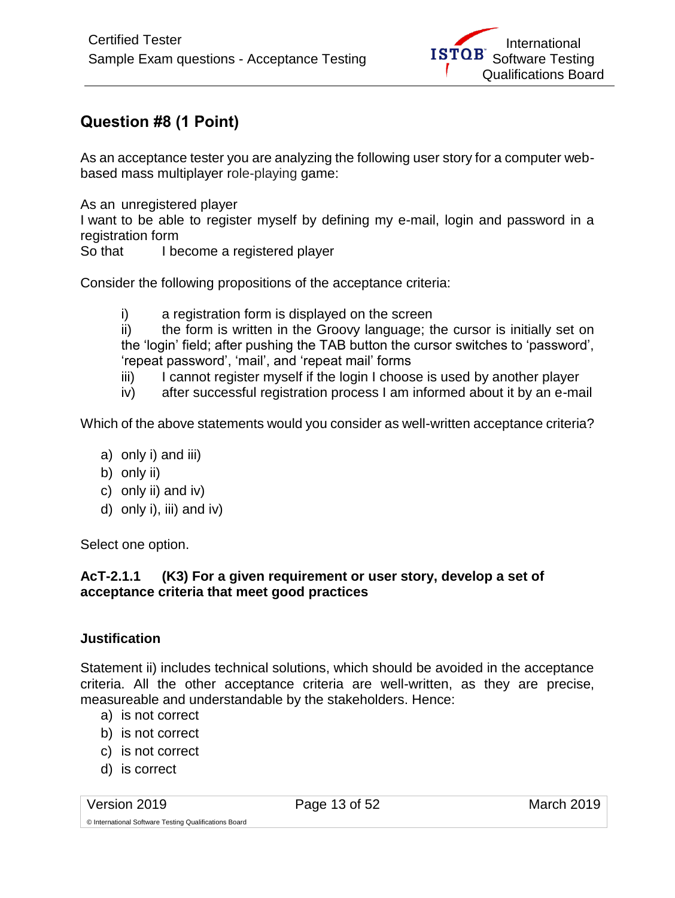## Question #8 (1 Point)

As an acceptance tester you are analyzing the following user story for a computer web-based mass multiplayer role-playing game:

As an unregistered player
I want to be able to register myself by defining my e-mail, login and password in a registration form
So that I become a registered player

Consider the following propositions of the acceptance criteria:

i) a registration form is displayed on the screen
ii) the form is written in the Groovy language; the cursor is initially set on the 'login' field; after pushing the TAB button the cursor switches to 'password', 'repeat password', 'mail', and 'repeat mail' forms
iii) I cannot register myself if the login I choose is used by another player
iv) after successful registration process I am informed about it by an e-mail

Which of the above statements would you consider as well-written acceptance criteria?

a) only i) and iii)
b) only ii)
c) only ii) and iv)
d) only i), iii) and iv)

Select one option.

**AcT-2.1.1 (K3) For a given requirement or user story, develop a set of acceptance criteria that meet good practices**

**Justification**

Statement ii) includes technical solutions, which should be avoided in the acceptance criteria. All the other acceptance criteria are well-written, as they are precise, measureable and understandable by the stakeholders. Hence:

a) is not correct
b) is not correct
c) is not correct
d) is correct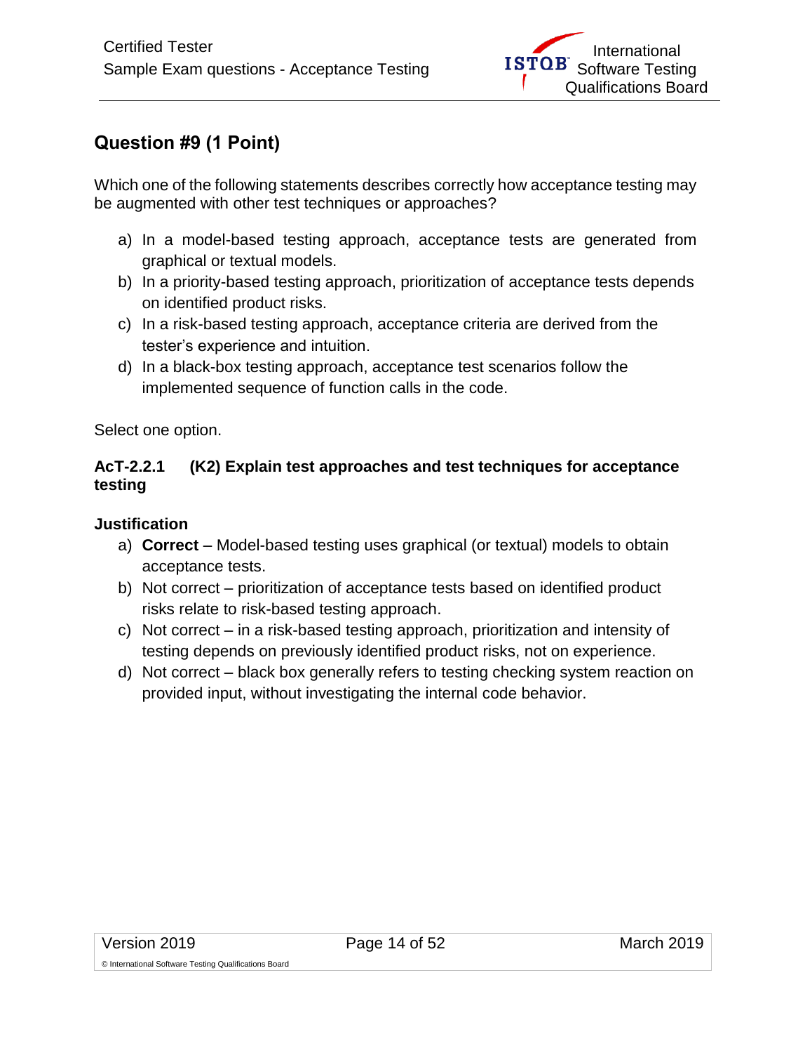## Question #9 (1 Point)

Which one of the following statements describes correctly how acceptance testing may be augmented with other test techniques or approaches?

a) In a model-based testing approach, acceptance tests are generated from graphical or textual models.
b) In a priority-based testing approach, prioritization of acceptance tests depends on identified product risks.
c) In a risk-based testing approach, acceptance criteria are derived from the tester's experience and intuition.
d) In a black-box testing approach, acceptance test scenarios follow the implemented sequence of function calls in the code.

Select one option.

**AcT-2.2.1 (K2) Explain test approaches and test techniques for acceptance testing**

**Justification**

a) **Correct** – Model-based testing uses graphical (or textual) models to obtain acceptance tests.
b) Not correct – prioritization of acceptance tests based on identified product risks relate to risk-based testing approach.
c) Not correct – in a risk-based testing approach, prioritization and intensity of testing depends on previously identified product risks, not on experience.
d) Not correct – black box generally refers to testing checking system reaction on provided input, without investigating the internal code behavior.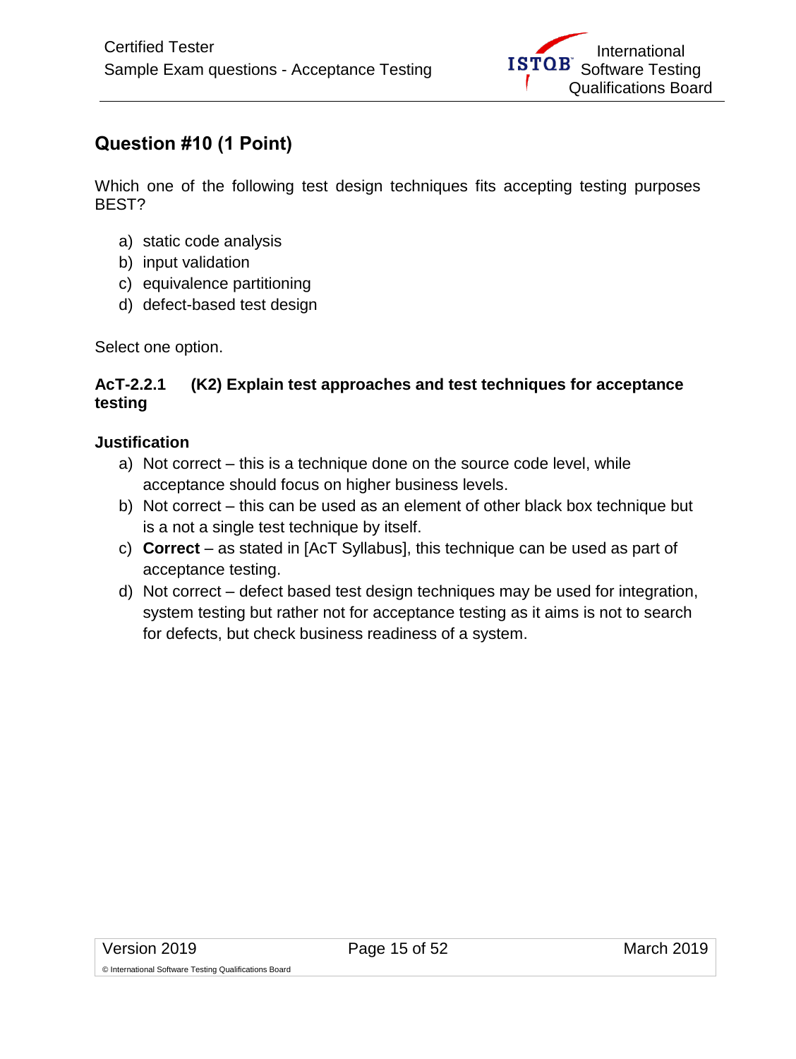## Question #10 (1 Point)

Which one of the following test design techniques fits accepting testing purposes BEST?

a) static code analysis
b) input validation
c) equivalence partitioning
d) defect-based test design

Select one option.

**AcT-2.2.1 (K2) Explain test approaches and test techniques for acceptance testing**

**Justification**

a) Not correct – this is a technique done on the source code level, while acceptance should focus on higher business levels.
b) Not correct – this can be used as an element of other black box technique but is a not a single test technique by itself.
c) **Correct** – as stated in [AcT Syllabus], this technique can be used as part of acceptance testing.
d) Not correct – defect based test design techniques may be used for integration, system testing but rather not for acceptance testing as it aims is not to search for defects, but check business readiness of a system.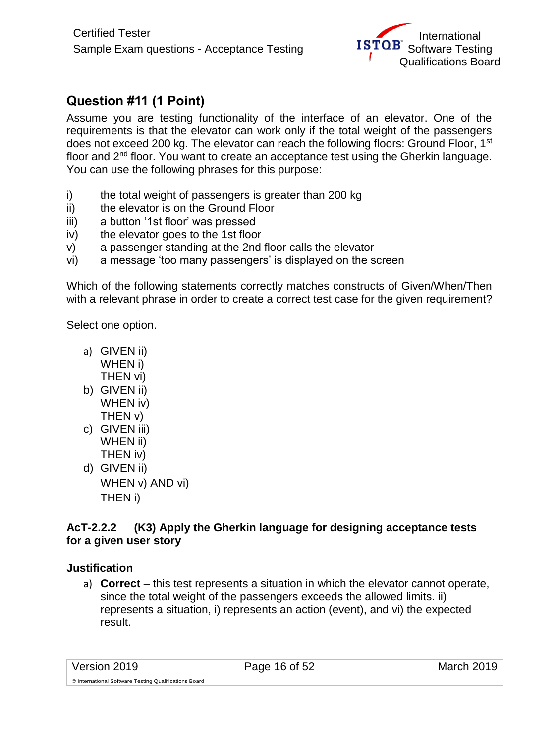## Question #11 (1 Point)

Assume you are testing functionality of the interface of an elevator. One of the requirements is that the elevator can work only if the total weight of the passengers does not exceed 200 kg. The elevator can reach the following floors: Ground Floor, 1st floor and 2nd floor. You want to create an acceptance test using the Gherkin language. You can use the following phrases for this purpose:

i) the total weight of passengers is greater than 200 kg
ii) the elevator is on the Ground Floor
iii) a button '1st floor' was pressed
iv) the elevator goes to the 1st floor
v) a passenger standing at the 2nd floor calls the elevator
vi) a message 'too many passengers' is displayed on the screen

Which of the following statements correctly matches constructs of Given/When/Then with a relevant phrase in order to create a correct test case for the given requirement?

Select one option.

a) GIVEN ii)
   WHEN i)
   THEN vi)
b) GIVEN ii)
   WHEN iv)
   THEN v)
c) GIVEN iii)
   WHEN ii)
   THEN iv)
d) GIVEN ii)
   WHEN v) AND vi)
   THEN i)

**AcT-2.2.2 (K3) Apply the Gherkin language for designing acceptance tests for a given user story**

**Justification**

a) **Correct** – this test represents a situation in which the elevator cannot operate, since the total weight of the passengers exceeds the allowed limits. ii) represents a situation, i) represents an action (event), and vi) the expected result.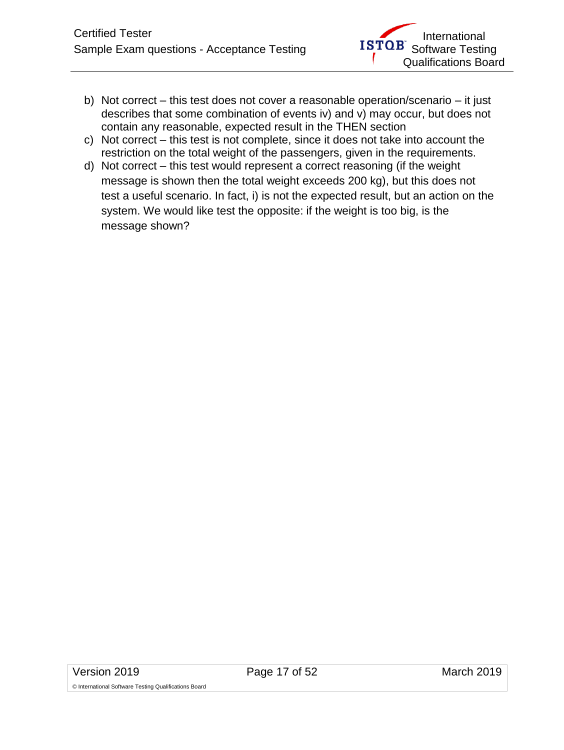b) Not correct – this test does not cover a reasonable operation/scenario – it just describes that some combination of events iv) and v) may occur, but does not contain any reasonable, expected result in the THEN section
c) Not correct – this test is not complete, since it does not take into account the restriction on the total weight of the passengers, given in the requirements.
d) Not correct – this test would represent a correct reasoning (if the weight message is shown then the total weight exceeds 200 kg), but this does not test a useful scenario. In fact, i) is not the expected result, but an action on the system. We would like test the opposite: if the weight is too big, is the message shown?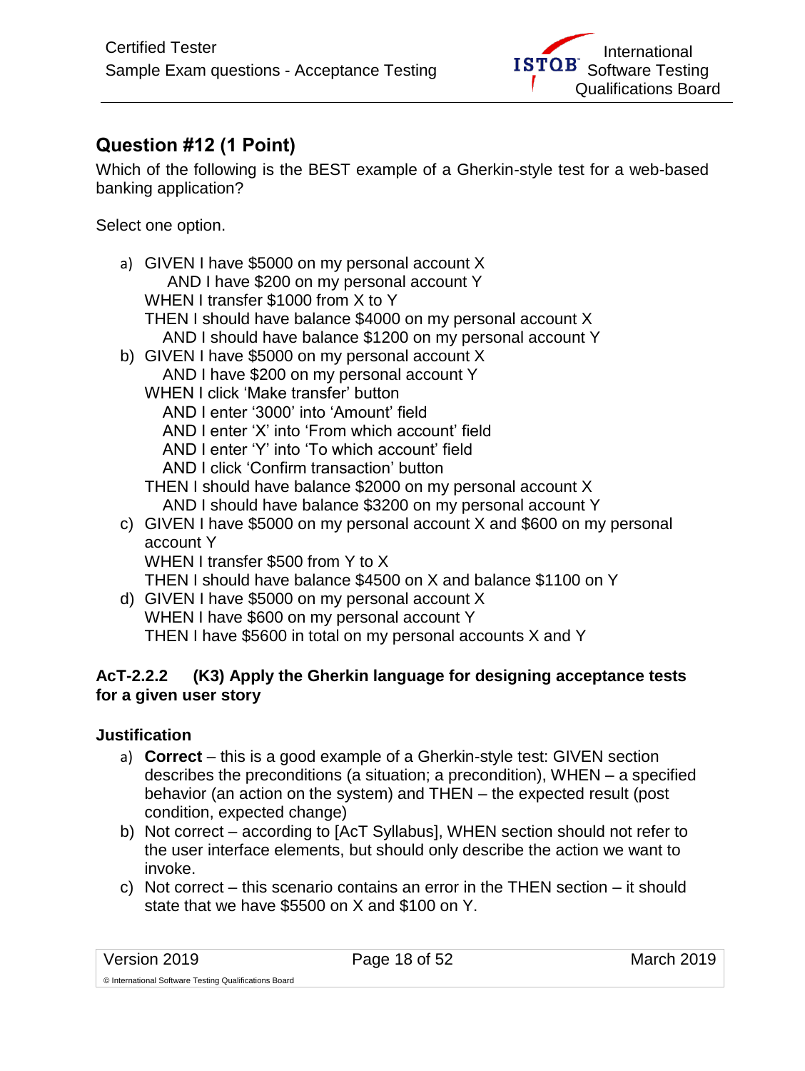## Question #12 (1 Point)

Which of the following is the BEST example of a Gherkin-style test for a web-based banking application?

Select one option.

a) GIVEN I have $5000 on my personal account X  
   AND I have $200 on my personal account Y  
   WHEN I transfer $1000 from X to Y  
   THEN I should have balance $4000 on my personal account X  
   AND I should have balance $1200 on my personal account Y

b) GIVEN I have $5000 on my personal account X  
   AND I have $200 on my personal account Y  
   WHEN I click 'Make transfer' button  
   AND I enter '3000' into 'Amount' field  
   AND I enter 'X' into 'From which account' field  
   AND I enter 'Y' into 'To which account' field  
   AND I click 'Confirm transaction' button  
   THEN I should have balance $2000 on my personal account X  
   AND I should have balance $3200 on my personal account Y

c) GIVEN I have $5000 on my personal account X and $600 on my personal account Y  
   WHEN I transfer $500 from Y to X  
   THEN I should have balance $4500 on X and balance $1100 on Y

d) GIVEN I have $5000 on my personal account X  
   WHEN I have $600 on my personal account Y  
   THEN I have $5600 in total on my personal accounts X and Y

**AcT-2.2.2 (K3) Apply the Gherkin language for designing acceptance tests for a given user story**

**Justification**

a) **Correct** – this is a good example of a Gherkin-style test: GIVEN section describes the preconditions (a situation; a precondition), WHEN – a specified behavior (an action on the system) and THEN – the expected result (post condition, expected change)

b) Not correct – according to [AcT Syllabus], WHEN section should not refer to the user interface elements, but should only describe the action we want to invoke.

c) Not correct – this scenario contains an error in the THEN section – it should state that we have $5500 on X and $100 on Y.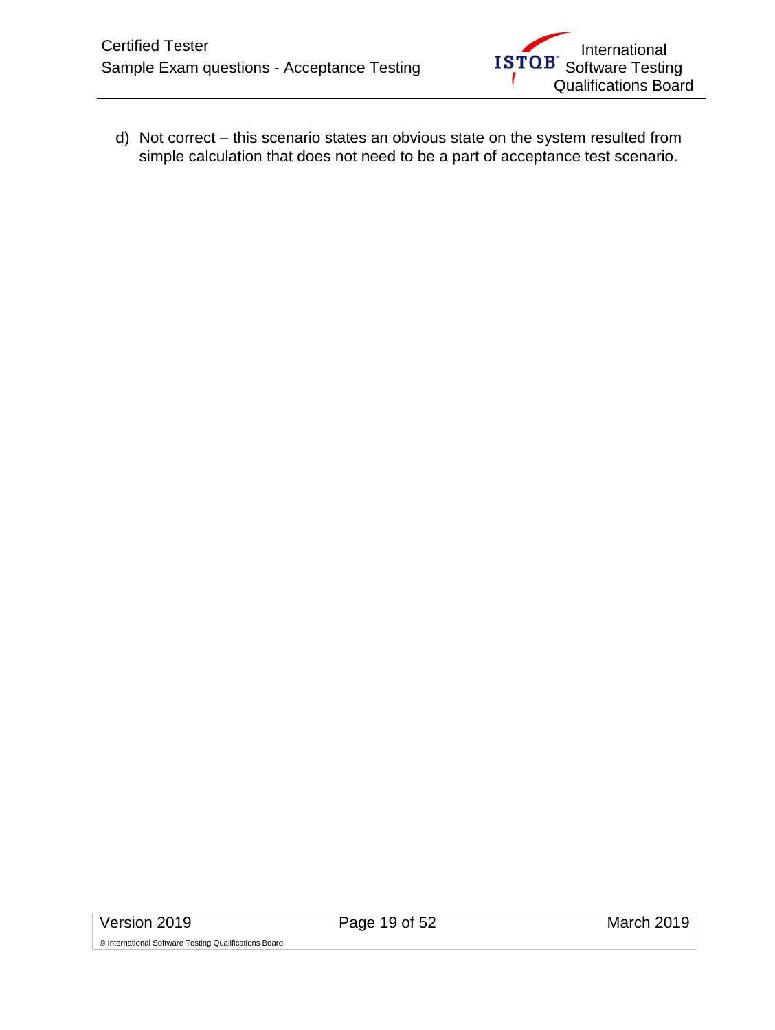d) Not correct – this scenario states an obvious state on the system resulted from simple calculation that does not need to be a part of acceptance test scenario.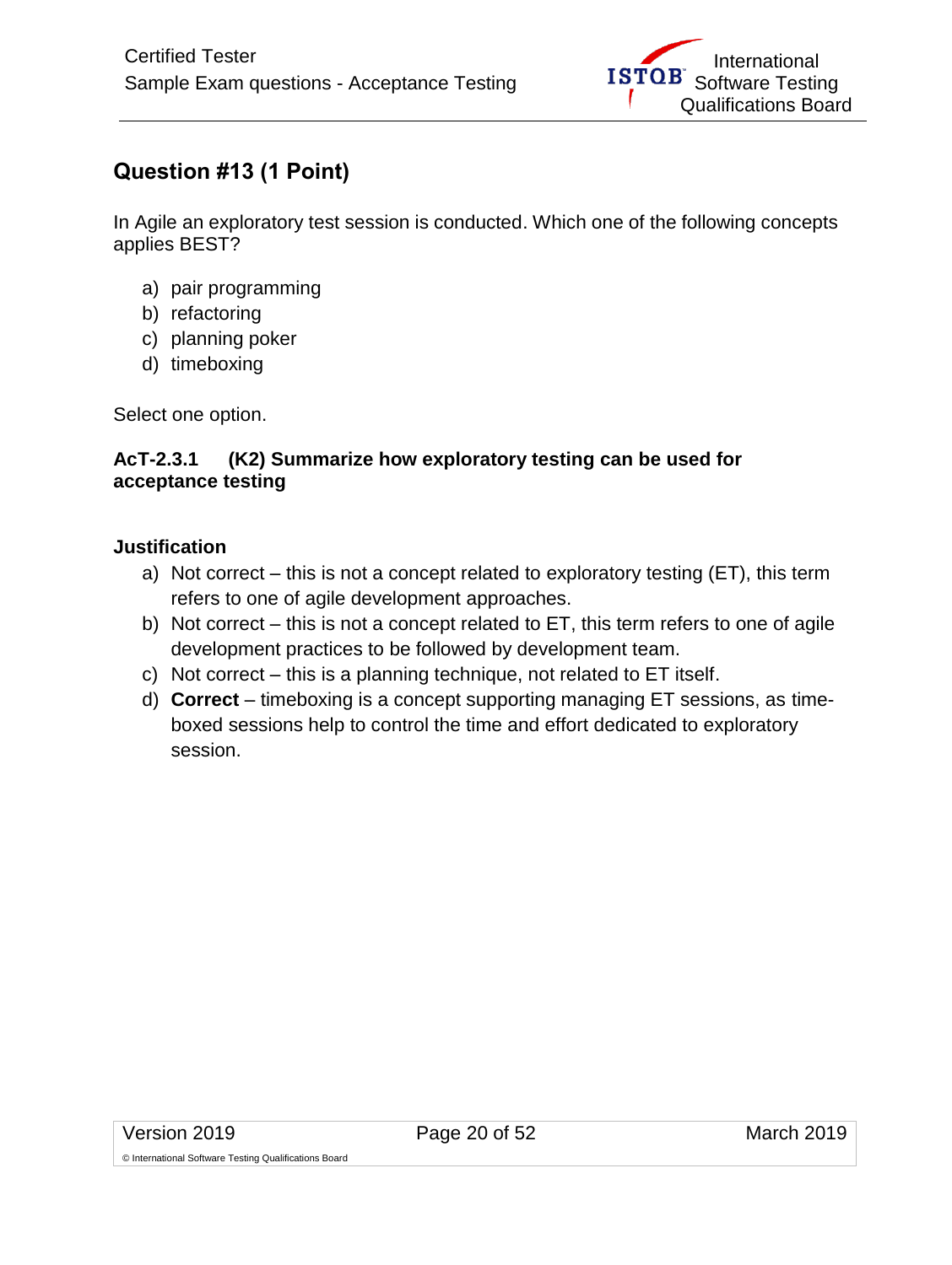## Question #13 (1 Point)

In Agile an exploratory test session is conducted. Which one of the following concepts applies BEST?

a) pair programming
b) refactoring
c) planning poker
d) timeboxing

Select one option.

**AcT-2.3.1 (K2) Summarize how exploratory testing can be used for acceptance testing**

**Justification**

a) Not correct – this is not a concept related to exploratory testing (ET), this term refers to one of agile development approaches.
b) Not correct – this is not a concept related to ET, this term refers to one of agile development practices to be followed by development team.
c) Not correct – this is a planning technique, not related to ET itself.
d) **Correct** – timeboxing is a concept supporting managing ET sessions, as time-boxed sessions help to control the time and effort dedicated to exploratory session.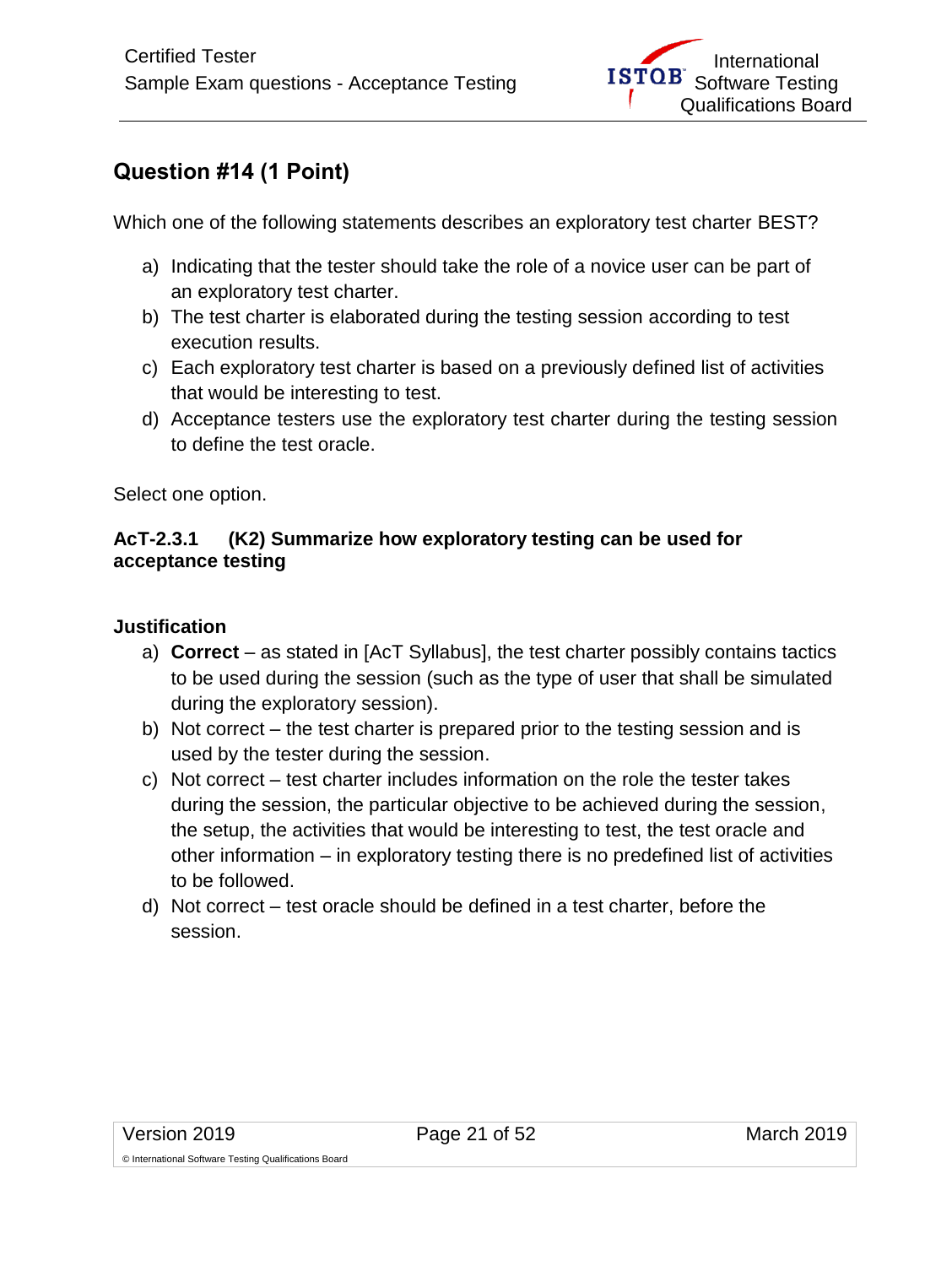## Question #14 (1 Point)

Which one of the following statements describes an exploratory test charter BEST?

a) Indicating that the tester should take the role of a novice user can be part of an exploratory test charter.
b) The test charter is elaborated during the testing session according to test execution results.
c) Each exploratory test charter is based on a previously defined list of activities that would be interesting to test.
d) Acceptance testers use the exploratory test charter during the testing session to define the test oracle.

Select one option.

**AcT-2.3.1 (K2) Summarize how exploratory testing can be used for acceptance testing**

**Justification**

a) **Correct** – as stated in [AcT Syllabus], the test charter possibly contains tactics to be used during the session (such as the type of user that shall be simulated during the exploratory session).
b) Not correct – the test charter is prepared prior to the testing session and is used by the tester during the session.
c) Not correct – test charter includes information on the role the tester takes during the session, the particular objective to be achieved during the session, the setup, the activities that would be interesting to test, the test oracle and other information – in exploratory testing there is no predefined list of activities to be followed.
d) Not correct – test oracle should be defined in a test charter, before the session.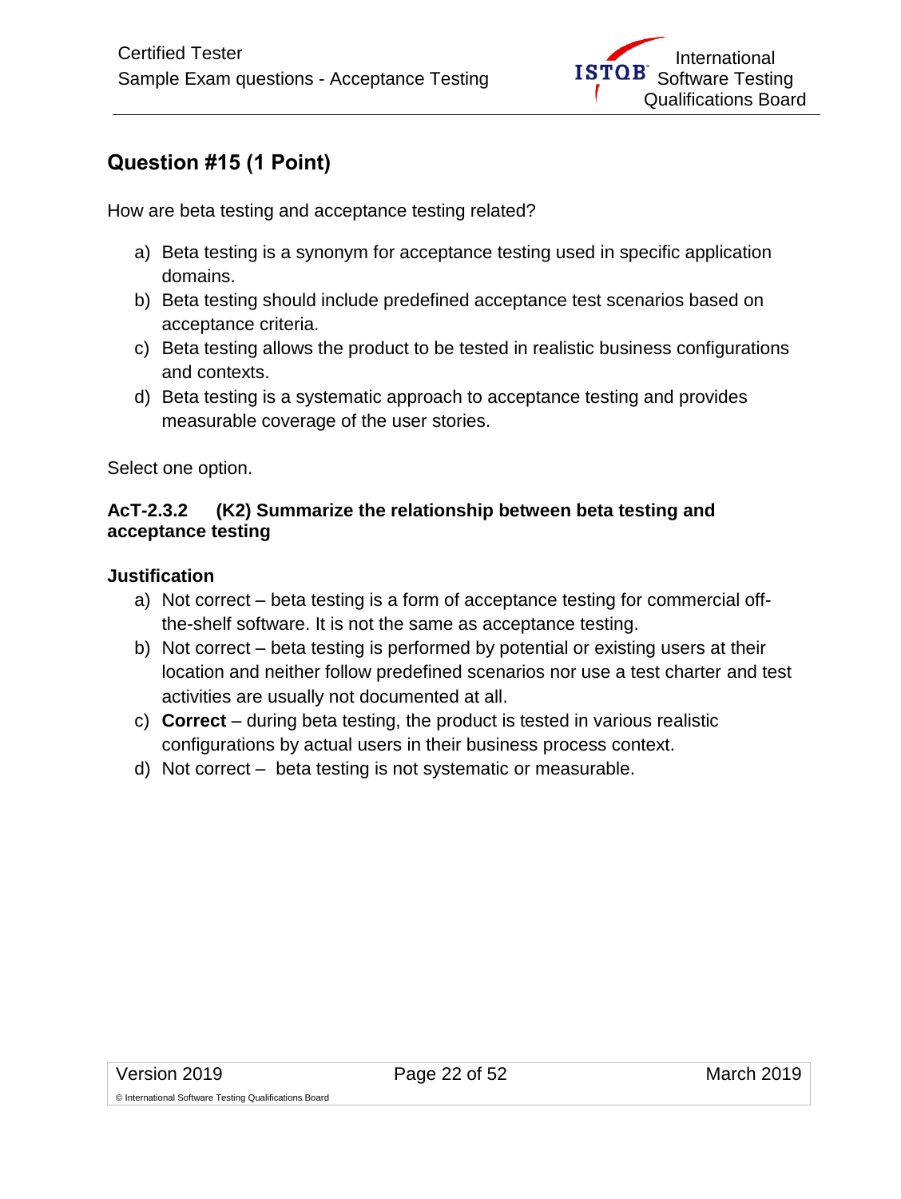## Question #15 (1 Point)

How are beta testing and acceptance testing related?

a) Beta testing is a synonym for acceptance testing used in specific application domains.
b) Beta testing should include predefined acceptance test scenarios based on acceptance criteria.
c) Beta testing allows the product to be tested in realistic business configurations and contexts.
d) Beta testing is a systematic approach to acceptance testing and provides measurable coverage of the user stories.

Select one option.

**AcT-2.3.2 (K2) Summarize the relationship between beta testing and acceptance testing**

**Justification**

a) Not correct – beta testing is a form of acceptance testing for commercial off-the-shelf software. It is not the same as acceptance testing.
b) Not correct – beta testing is performed by potential or existing users at their location and neither follow predefined scenarios nor use a test charter and test activities are usually not documented at all.
c) **Correct** – during beta testing, the product is tested in various realistic configurations by actual users in their business process context.
d) Not correct – beta testing is not systematic or measurable.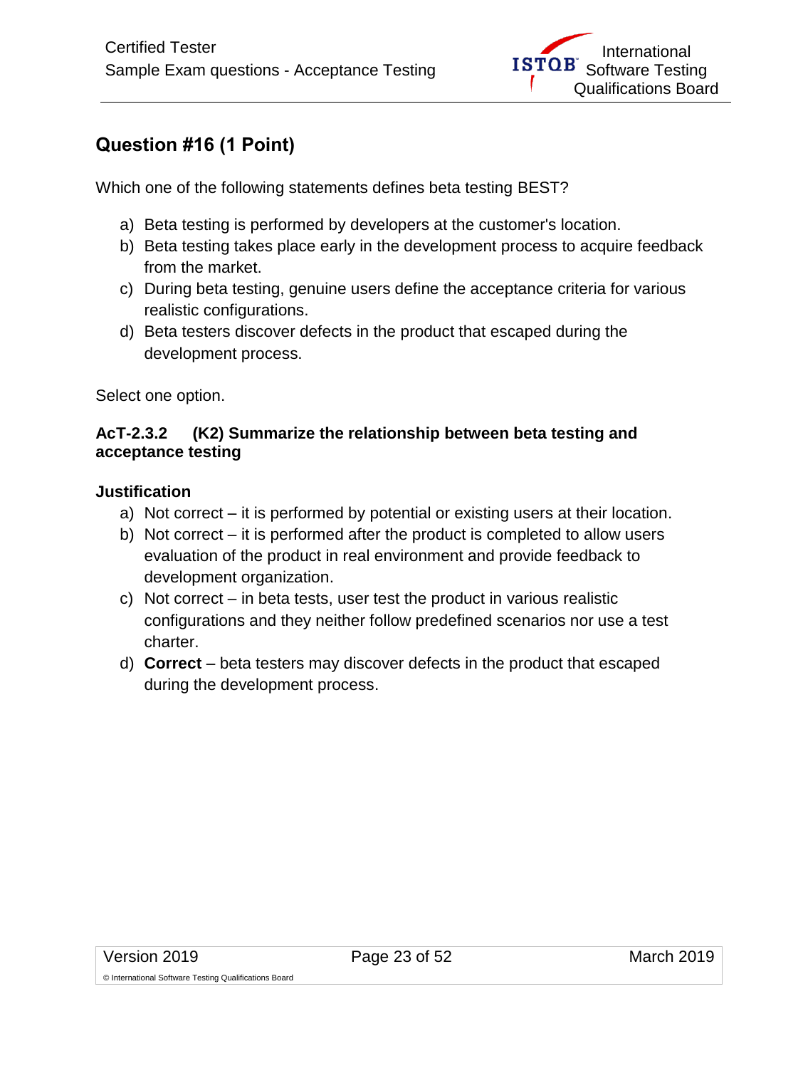## Question #16 (1 Point)

Which one of the following statements defines beta testing BEST?

a) Beta testing is performed by developers at the customer's location.
b) Beta testing takes place early in the development process to acquire feedback from the market.
c) During beta testing, genuine users define the acceptance criteria for various realistic configurations.
d) Beta testers discover defects in the product that escaped during the development process.

Select one option.

**AcT-2.3.2 (K2) Summarize the relationship between beta testing and acceptance testing**

**Justification**

a) Not correct – it is performed by potential or existing users at their location.
b) Not correct – it is performed after the product is completed to allow users evaluation of the product in real environment and provide feedback to development organization.
c) Not correct – in beta tests, user test the product in various realistic configurations and they neither follow predefined scenarios nor use a test charter.
d) **Correct** – beta testers may discover defects in the product that escaped during the development process.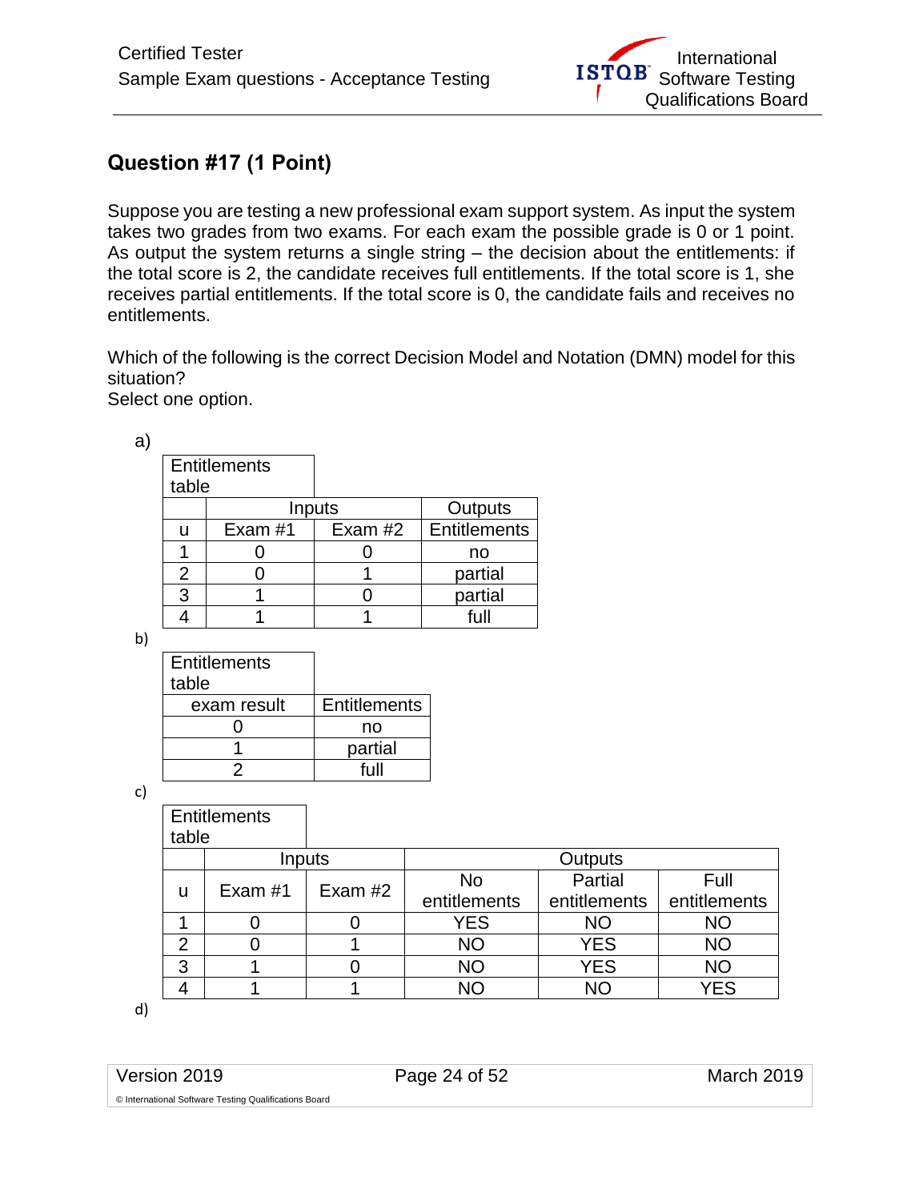## Question #17 (1 Point)

Suppose you are testing a new professional exam support system. As input the system takes two grades from two exams. For each exam the possible grade is 0 or 1 point. As output the system returns a single string – the decision about the entitlements: if the total score is 2, the candidate receives full entitlements. If the total score is 1, she receives partial entitlements. If the total score is 0, the candidate fails and receives no entitlements.

Which of the following is the correct Decision Model and Notation (DMN) model for this situation?
Select one option.

a)

| Entitlements table | | | |
|---|---|---|---|
| | Inputs | | Outputs |
| u | Exam #1 | Exam #2 | Entitlements |
| 1 | 0 | 0 | no |
| 2 | 0 | 1 | partial |
| 3 | 1 | 0 | partial |
| 4 | 1 | 1 | full |

b)

| Entitlements table | |
|---|---|
| exam result | Entitlements |
| 0 | no |
| 1 | partial |
| 2 | full |

c)

| Entitlements table | | | | | |
|---|---|---|---|---|---|
| | Inputs | | Outputs | | |
| u | Exam #1 | Exam #2 | No entitlements | Partial entitlements | Full entitlements |
| 1 | 0 | 0 | YES | NO | NO |
| 2 | 0 | 1 | NO | YES | NO |
| 3 | 1 | 0 | NO | YES | NO |
| 4 | 1 | 1 | NO | NO | YES |

d)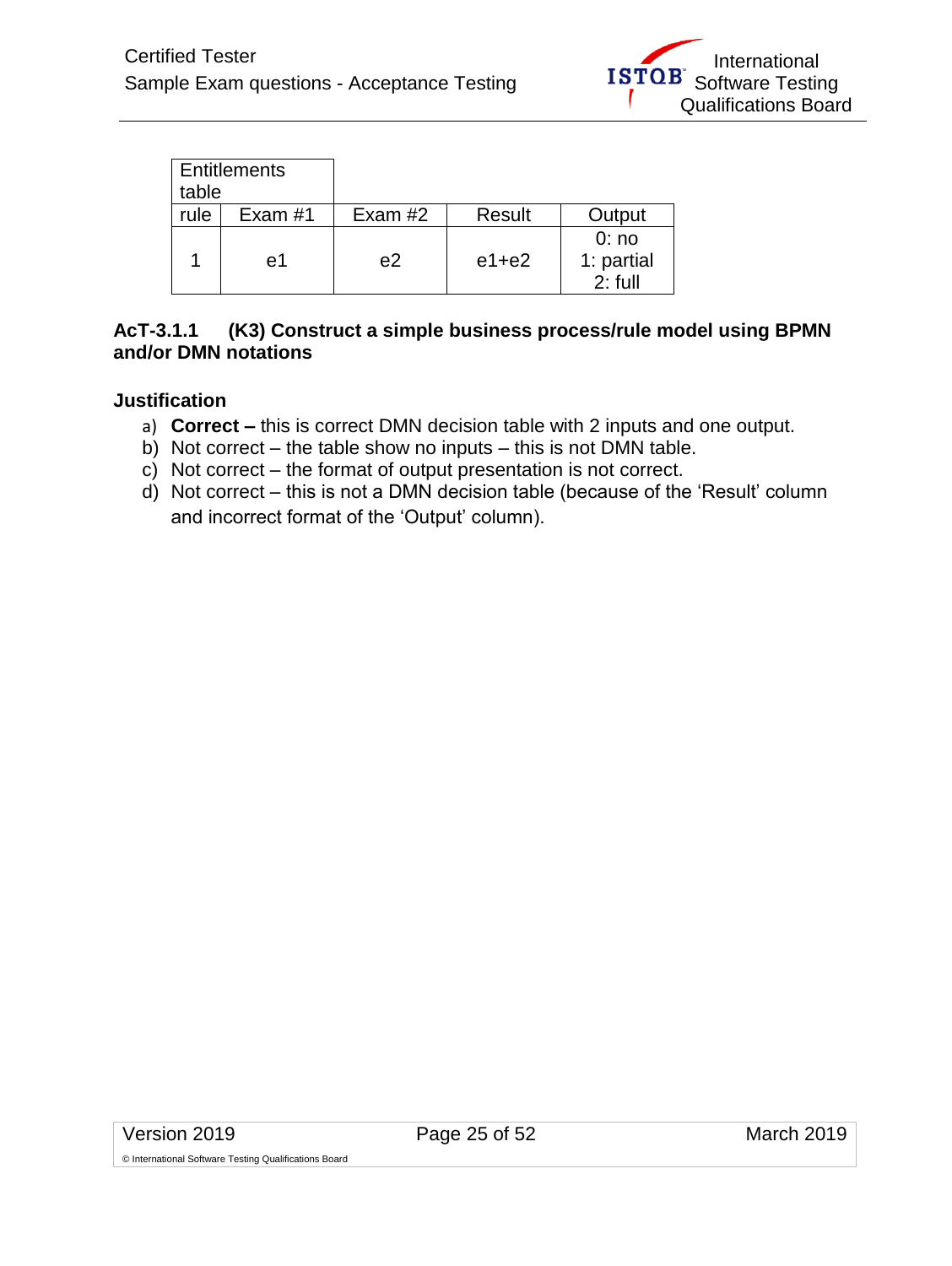| Entitlements table | | | | |
|---|---|---|---|---|
| rule | Exam #1 | Exam #2 | Result | Output |
| 1 | e1 | e2 | e1+e2 | 0: no<br>1: partial<br>2: full |

**AcT-3.1.1 (K3) Construct a simple business process/rule model using BPMN and/or DMN notations**

**Justification**

a) **Correct –** this is correct DMN decision table with 2 inputs and one output.
b) Not correct – the table show no inputs – this is not DMN table.
c) Not correct – the format of output presentation is not correct.
d) Not correct – this is not a DMN decision table (because of the 'Result' column and incorrect format of the 'Output' column).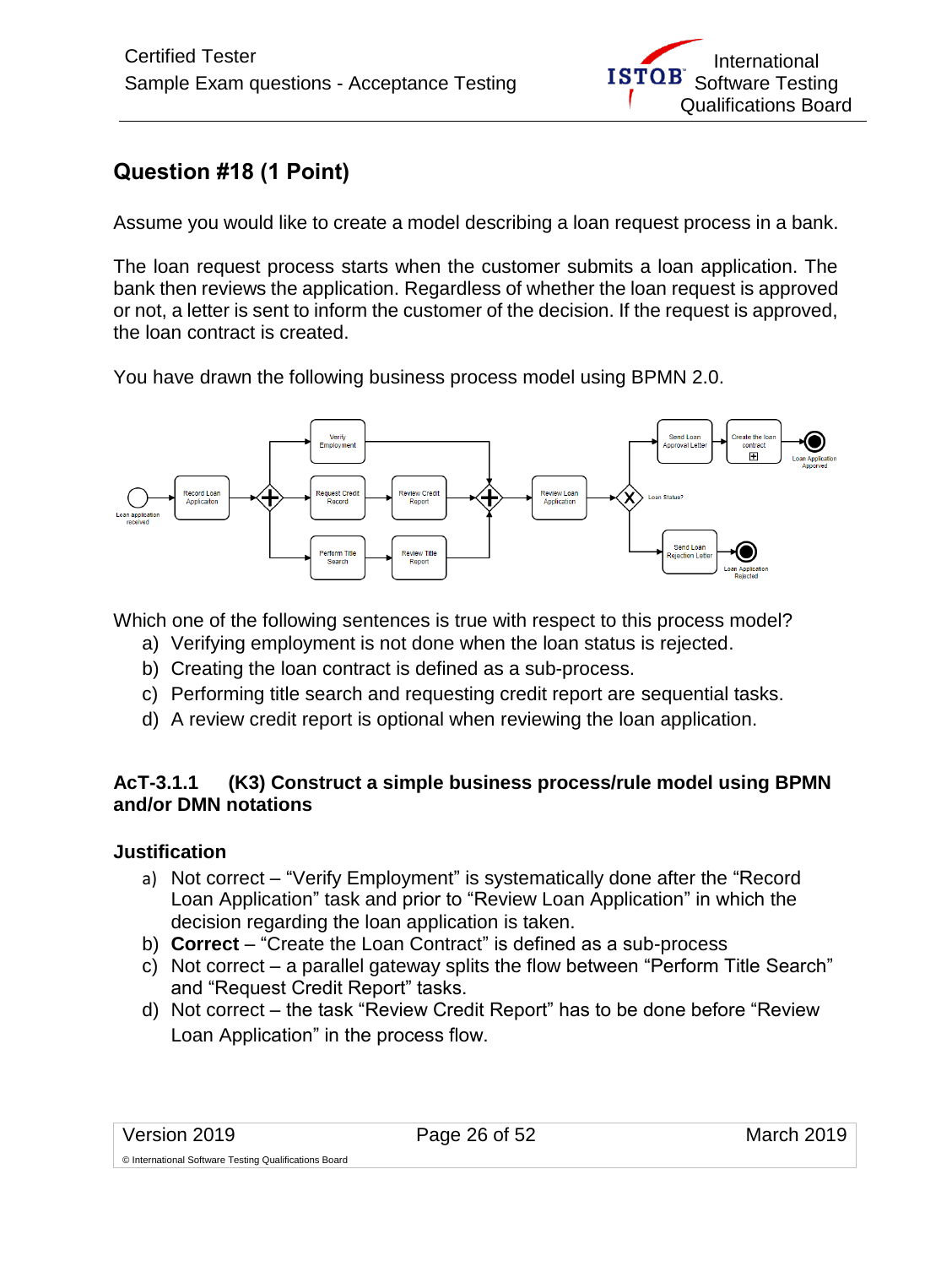## Question #18 (1 Point)

Assume you would like to create a model describing a loan request process in a bank.

The loan request process starts when the customer submits a loan application. The bank then reviews the application. Regardless of whether the loan request is approved or not, a letter is sent to inform the customer of the decision. If the request is approved, the loan contract is created.

You have drawn the following business process model using BPMN 2.0.

Which one of the following sentences is true with respect to this process model?

a) Verifying employment is not done when the loan status is rejected.
b) Creating the loan contract is defined as a sub-process.
c) Performing title search and requesting credit report are sequential tasks.
d) A review credit report is optional when reviewing the loan application.

### AcT-3.1.1 (K3) Construct a simple business process/rule model using BPMN and/or DMN notations

### Justification

a) Not correct – "Verify Employment" is systematically done after the "Record Loan Application" task and prior to "Review Loan Application" in which the decision regarding the loan application is taken.
b) **Correct** – "Create the Loan Contract" is defined as a sub-process
c) Not correct – a parallel gateway splits the flow between "Perform Title Search" and "Request Credit Report" tasks.
d) Not correct – the task "Review Credit Report" has to be done before "Review Loan Application" in the process flow.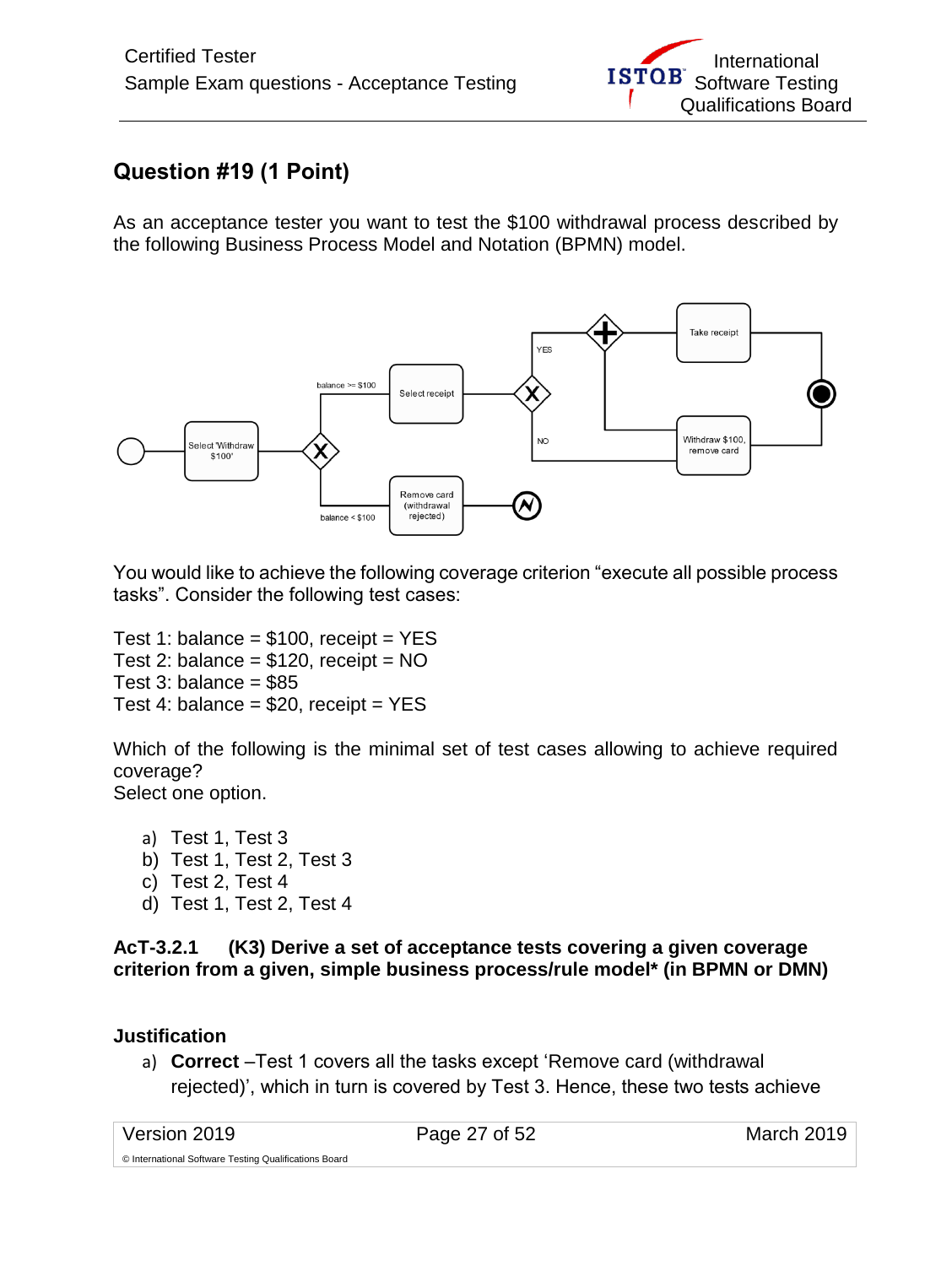## Question #19 (1 Point)

As an acceptance tester you want to test the $100 withdrawal process described by the following Business Process Model and Notation (BPMN) model.

You would like to achieve the following coverage criterion "execute all possible process tasks". Consider the following test cases:

Test 1: balance = $100, receipt = YES
Test 2: balance = $120, receipt = NO
Test 3: balance = $85
Test 4: balance = $20, receipt = YES

Which of the following is the minimal set of test cases allowing to achieve required coverage?
Select one option.

a) Test 1, Test 3
b) Test 1, Test 2, Test 3
c) Test 2, Test 4
d) Test 1, Test 2, Test 4

**AcT-3.2.1 (K3) Derive a set of acceptance tests covering a given coverage criterion from a given, simple business process/rule model* (in BPMN or DMN)**

**Justification**

a) **Correct** –Test 1 covers all the tasks except 'Remove card (withdrawal rejected)', which in turn is covered by Test 3. Hence, these two tests achieve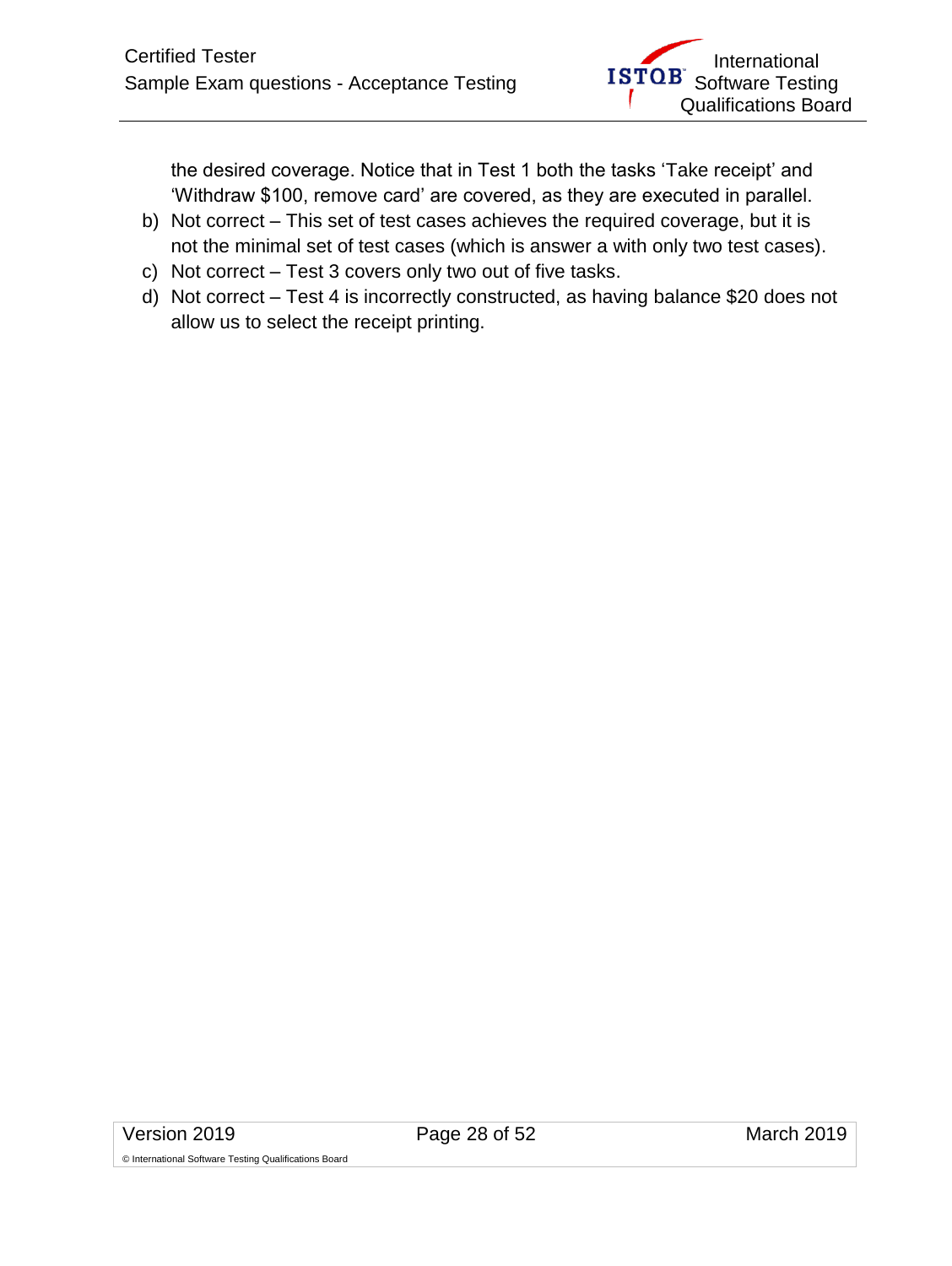the desired coverage. Notice that in Test 1 both the tasks ‘Take receipt’ and ‘Withdraw $100, remove card’ are covered, as they are executed in parallel.

b) Not correct – This set of test cases achieves the required coverage, but it is not the minimal set of test cases (which is answer a with only two test cases).

c) Not correct – Test 3 covers only two out of five tasks.

d) Not correct – Test 4 is incorrectly constructed, as having balance $20 does not allow us to select the receipt printing.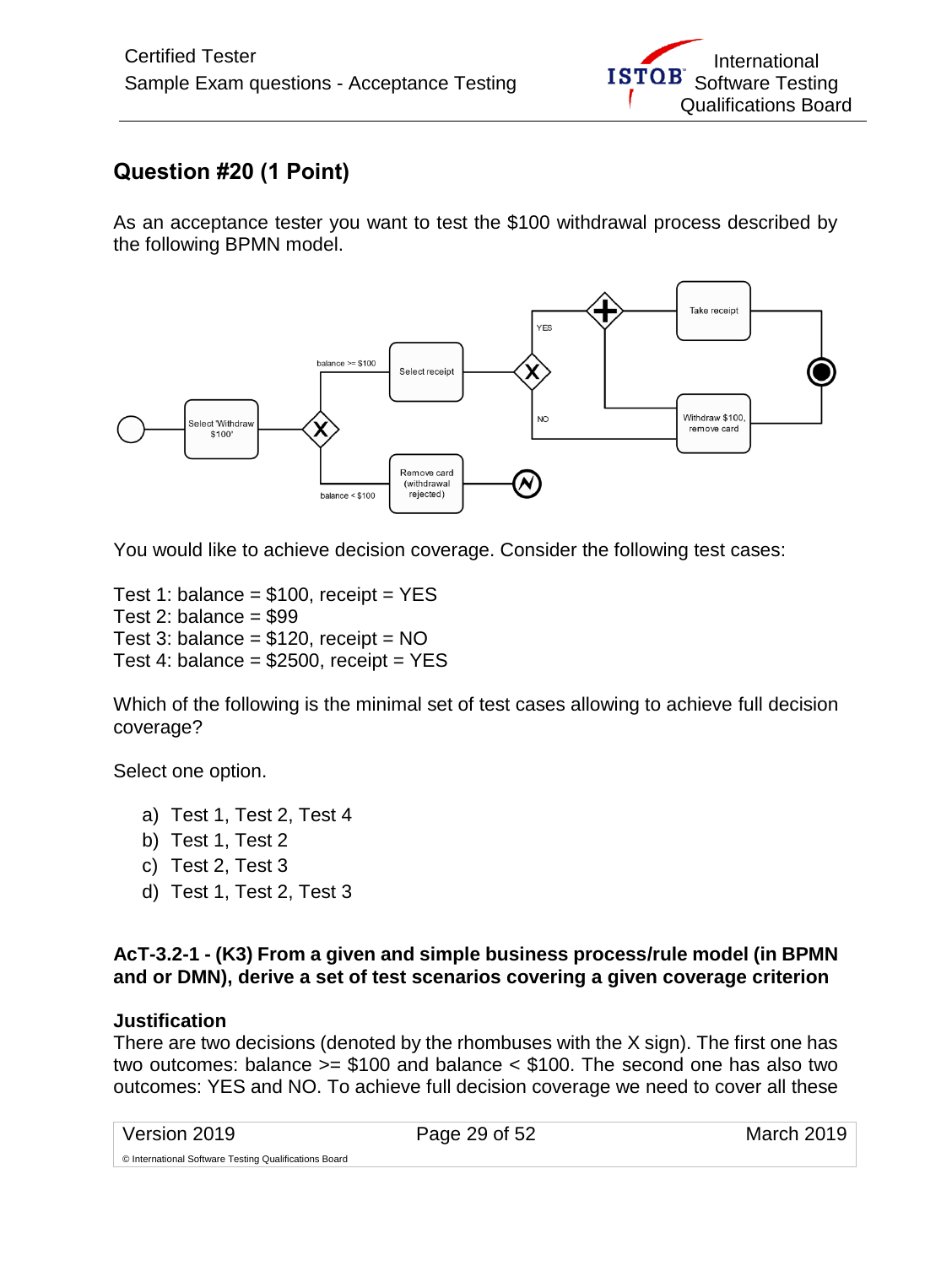## Question #20 (1 Point)

As an acceptance tester you want to test the $100 withdrawal process described by the following BPMN model.

You would like to achieve decision coverage. Consider the following test cases:

Test 1: balance = $100, receipt = YES
Test 2: balance = $99
Test 3: balance = $120, receipt = NO
Test 4: balance = $2500, receipt = YES

Which of the following is the minimal set of test cases allowing to achieve full decision coverage?

Select one option.

a) Test 1, Test 2, Test 4
b) Test 1, Test 2
c) Test 2, Test 3
d) Test 1, Test 2, Test 3

**AcT-3.2-1 - (K3) From a given and simple business process/rule model (in BPMN and or DMN), derive a set of test scenarios covering a given coverage criterion**

**Justification**
There are two decisions (denoted by the rhombuses with the X sign). The first one has two outcomes: balance >= $100 and balance < $100. The second one has also two outcomes: YES and NO. To achieve full decision coverage we need to cover all these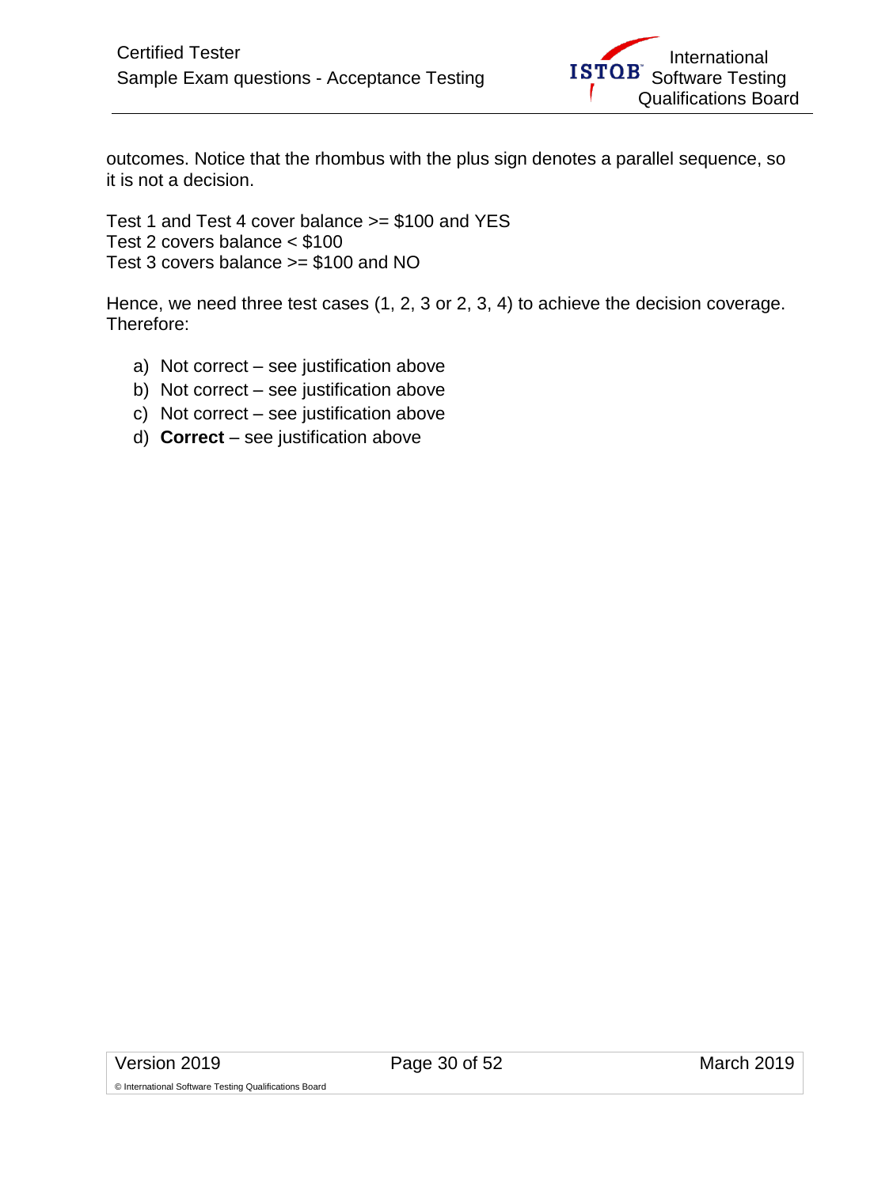outcomes. Notice that the rhombus with the plus sign denotes a parallel sequence, so it is not a decision.

Test 1 and Test 4 cover balance >= $100 and YES
Test 2 covers balance < $100
Test 3 covers balance >= $100 and NO

Hence, we need three test cases (1, 2, 3 or 2, 3, 4) to achieve the decision coverage. Therefore:

a) Not correct – see justification above
b) Not correct – see justification above
c) Not correct – see justification above
d) **Correct** – see justification above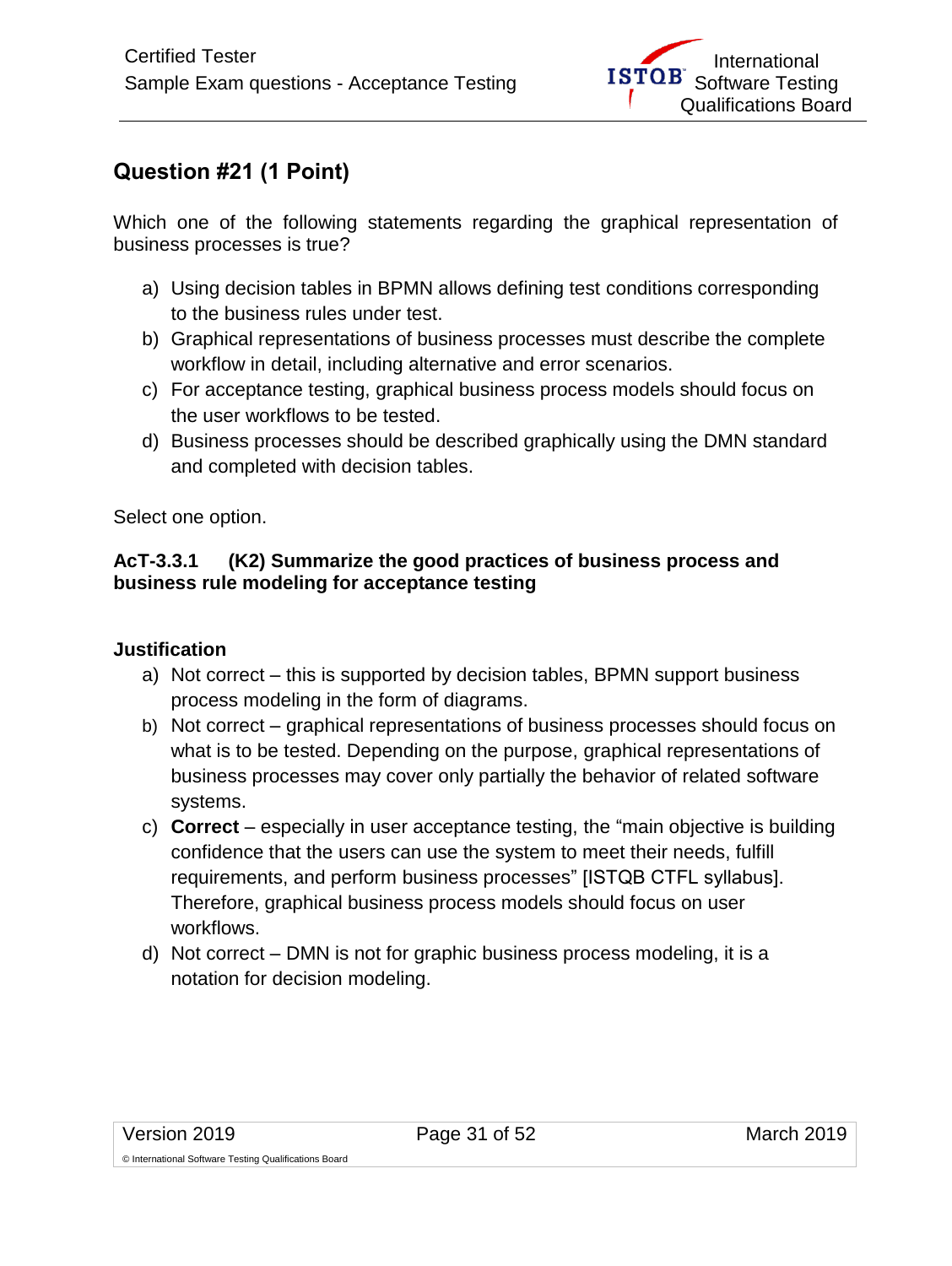## Question #21 (1 Point)

Which one of the following statements regarding the graphical representation of business processes is true?

a) Using decision tables in BPMN allows defining test conditions corresponding to the business rules under test.
b) Graphical representations of business processes must describe the complete workflow in detail, including alternative and error scenarios.
c) For acceptance testing, graphical business process models should focus on the user workflows to be tested.
d) Business processes should be described graphically using the DMN standard and completed with decision tables.

Select one option.

**AcT-3.3.1 (K2) Summarize the good practices of business process and business rule modeling for acceptance testing**

**Justification**

a) Not correct – this is supported by decision tables, BPMN support business process modeling in the form of diagrams.
b) Not correct – graphical representations of business processes should focus on what is to be tested. Depending on the purpose, graphical representations of business processes may cover only partially the behavior of related software systems.
c) **Correct** – especially in user acceptance testing, the "main objective is building confidence that the users can use the system to meet their needs, fulfill requirements, and perform business processes" [ISTQB CTFL syllabus]. Therefore, graphical business process models should focus on user workflows.
d) Not correct – DMN is not for graphic business process modeling, it is a notation for decision modeling.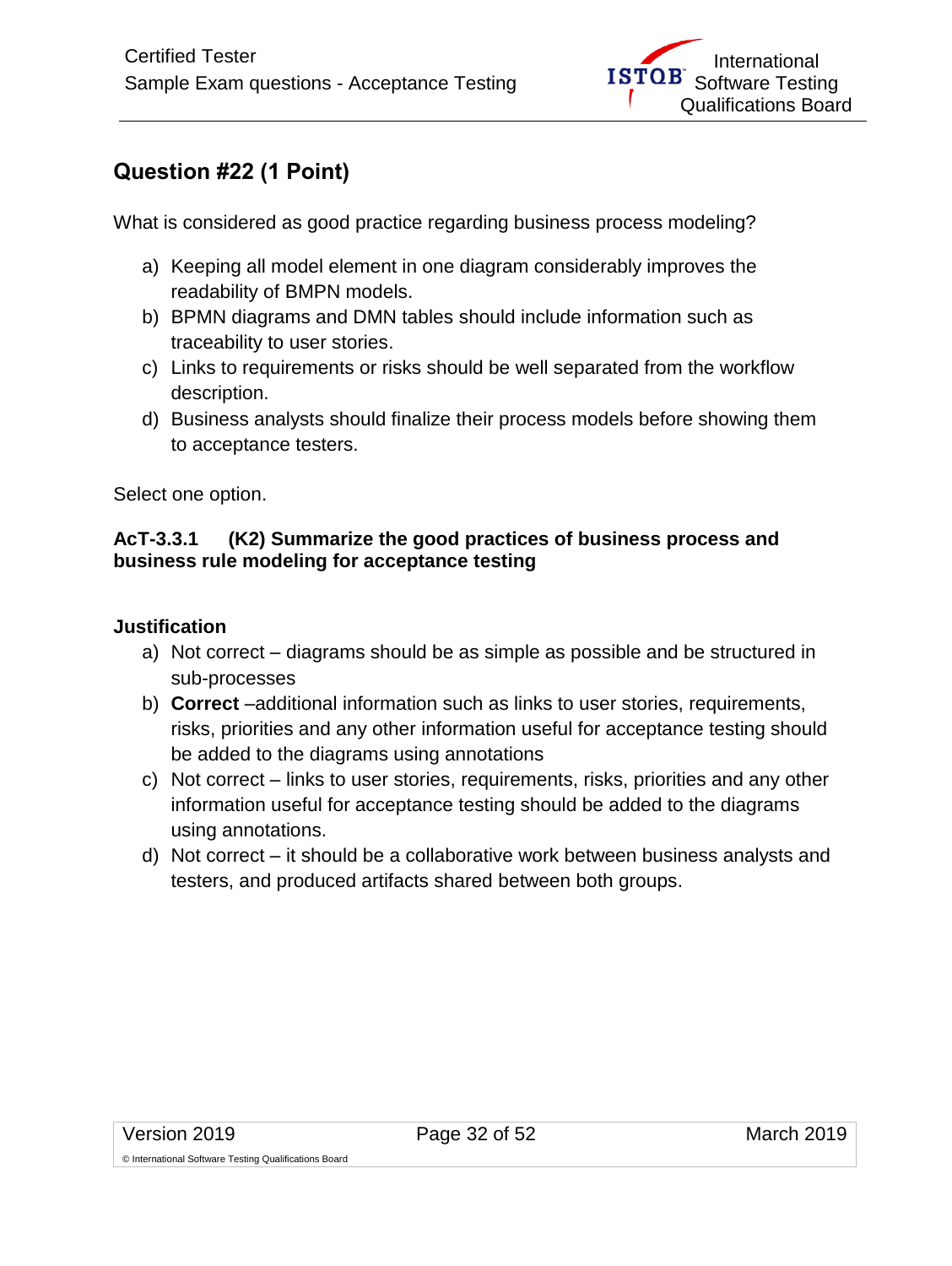## Question #22 (1 Point)

What is considered as good practice regarding business process modeling?

a) Keeping all model element in one diagram considerably improves the readability of BMPN models.
b) BPMN diagrams and DMN tables should include information such as traceability to user stories.
c) Links to requirements or risks should be well separated from the workflow description.
d) Business analysts should finalize their process models before showing them to acceptance testers.

Select one option.

**AcT-3.3.1 (K2) Summarize the good practices of business process and business rule modeling for acceptance testing**

**Justification**

a) Not correct – diagrams should be as simple as possible and be structured in sub-processes
b) **Correct** –additional information such as links to user stories, requirements, risks, priorities and any other information useful for acceptance testing should be added to the diagrams using annotations
c) Not correct – links to user stories, requirements, risks, priorities and any other information useful for acceptance testing should be added to the diagrams using annotations.
d) Not correct – it should be a collaborative work between business analysts and testers, and produced artifacts shared between both groups.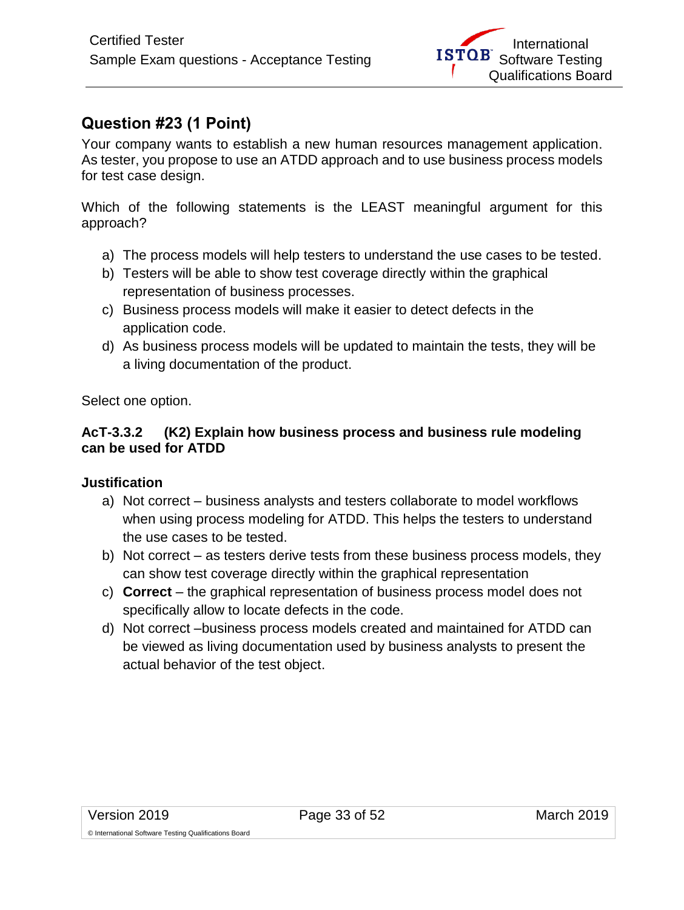## Question #23 (1 Point)

Your company wants to establish a new human resources management application. As tester, you propose to use an ATDD approach and to use business process models for test case design.

Which of the following statements is the LEAST meaningful argument for this approach?

a) The process models will help testers to understand the use cases to be tested.
b) Testers will be able to show test coverage directly within the graphical representation of business processes.
c) Business process models will make it easier to detect defects in the application code.
d) As business process models will be updated to maintain the tests, they will be a living documentation of the product.

Select one option.

**AcT-3.3.2 (K2) Explain how business process and business rule modeling can be used for ATDD**

**Justification**

a) Not correct – business analysts and testers collaborate to model workflows when using process modeling for ATDD. This helps the testers to understand the use cases to be tested.
b) Not correct – as testers derive tests from these business process models, they can show test coverage directly within the graphical representation
c) **Correct** – the graphical representation of business process model does not specifically allow to locate defects in the code.
d) Not correct –business process models created and maintained for ATDD can be viewed as living documentation used by business analysts to present the actual behavior of the test object.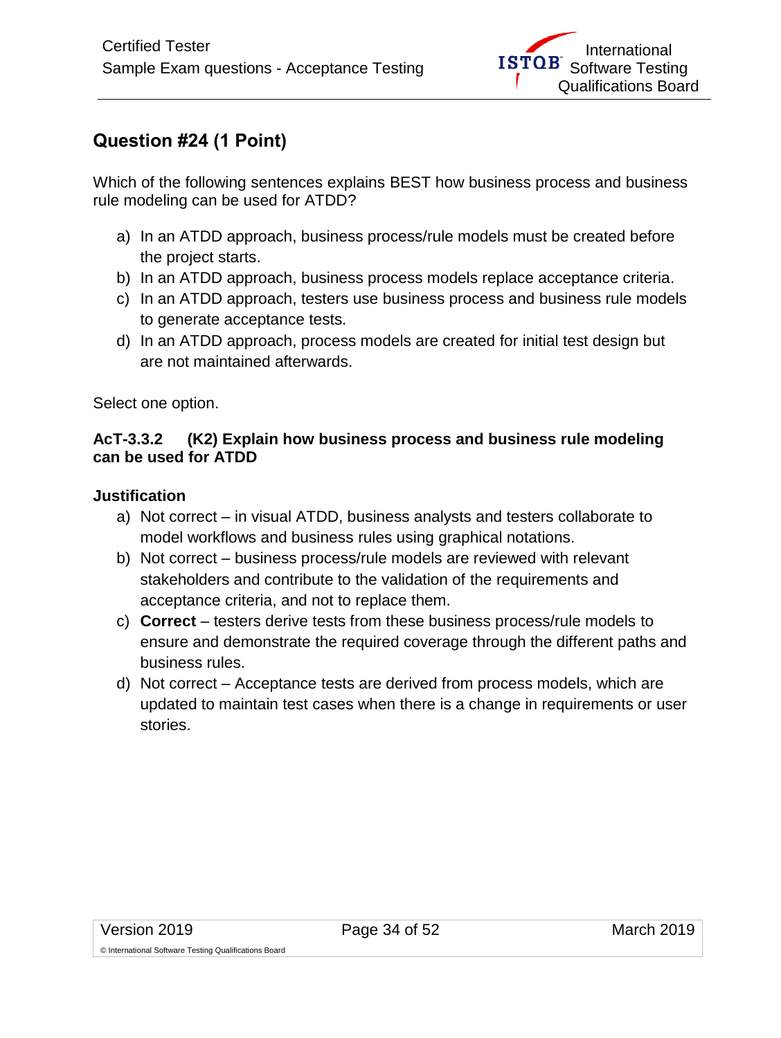## Question #24 (1 Point)

Which of the following sentences explains BEST how business process and business rule modeling can be used for ATDD?

a) In an ATDD approach, business process/rule models must be created before the project starts.
b) In an ATDD approach, business process models replace acceptance criteria.
c) In an ATDD approach, testers use business process and business rule models to generate acceptance tests.
d) In an ATDD approach, process models are created for initial test design but are not maintained afterwards.

Select one option.

**AcT-3.3.2 (K2) Explain how business process and business rule modeling can be used for ATDD**

**Justification**

a) Not correct – in visual ATDD, business analysts and testers collaborate to model workflows and business rules using graphical notations.
b) Not correct – business process/rule models are reviewed with relevant stakeholders and contribute to the validation of the requirements and acceptance criteria, and not to replace them.
c) **Correct** – testers derive tests from these business process/rule models to ensure and demonstrate the required coverage through the different paths and business rules.
d) Not correct – Acceptance tests are derived from process models, which are updated to maintain test cases when there is a change in requirements or user stories.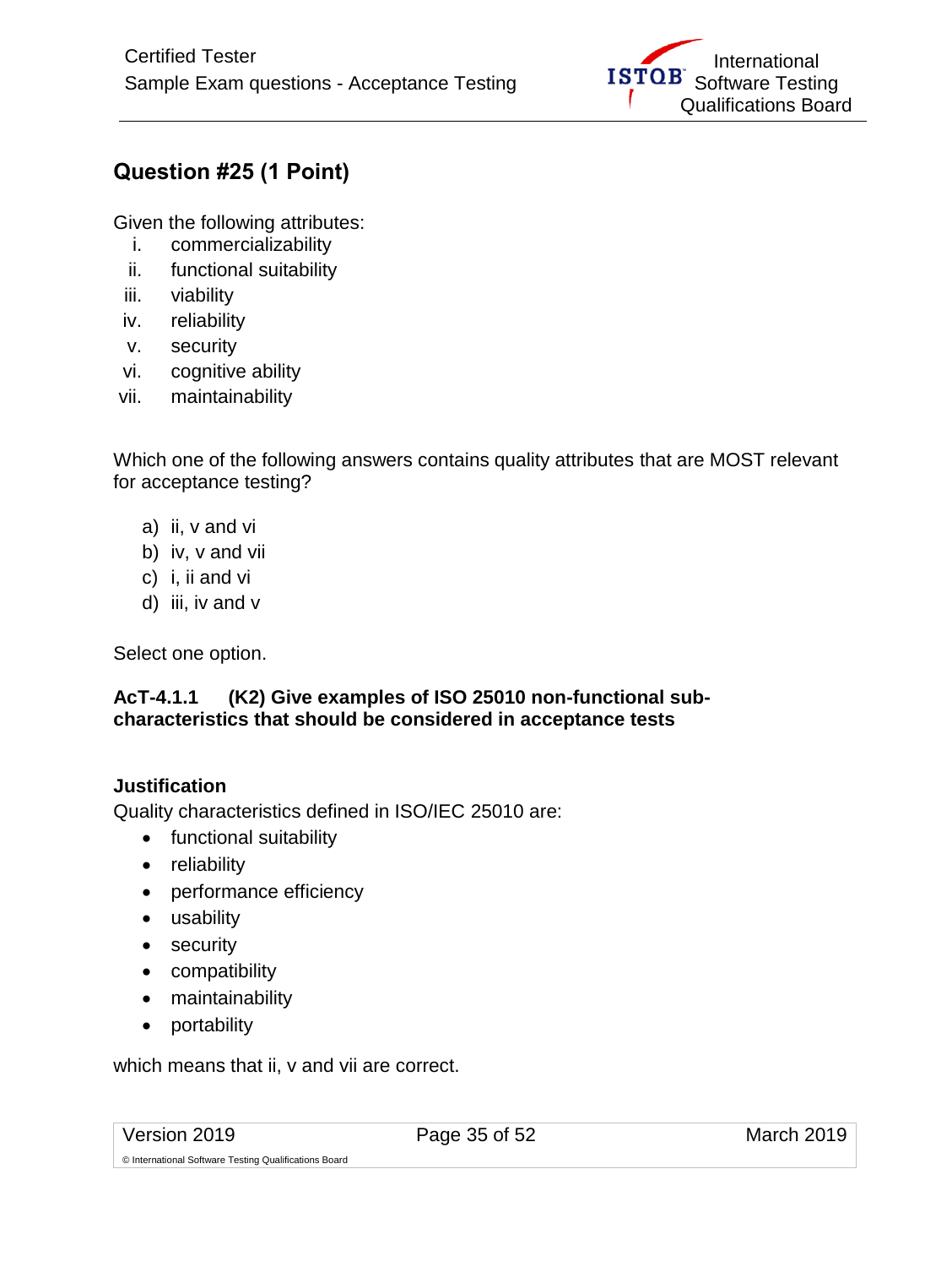## Question #25 (1 Point)

Given the following attributes:

i. commercializability
ii. functional suitability
iii. viability
iv. reliability
v. security
vi. cognitive ability
vii. maintainability

Which one of the following answers contains quality attributes that are MOST relevant for acceptance testing?

a) ii, v and vi
b) iv, v and vii
c) i, ii and vi
d) iii, iv and v

Select one option.

**AcT-4.1.1 (K2) Give examples of ISO 25010 non-functional sub-characteristics that should be considered in acceptance tests**

### Justification

Quality characteristics defined in ISO/IEC 25010 are:

- functional suitability
- reliability
- performance efficiency
- usability
- security
- compatibility
- maintainability
- portability

which means that ii, v and vii are correct.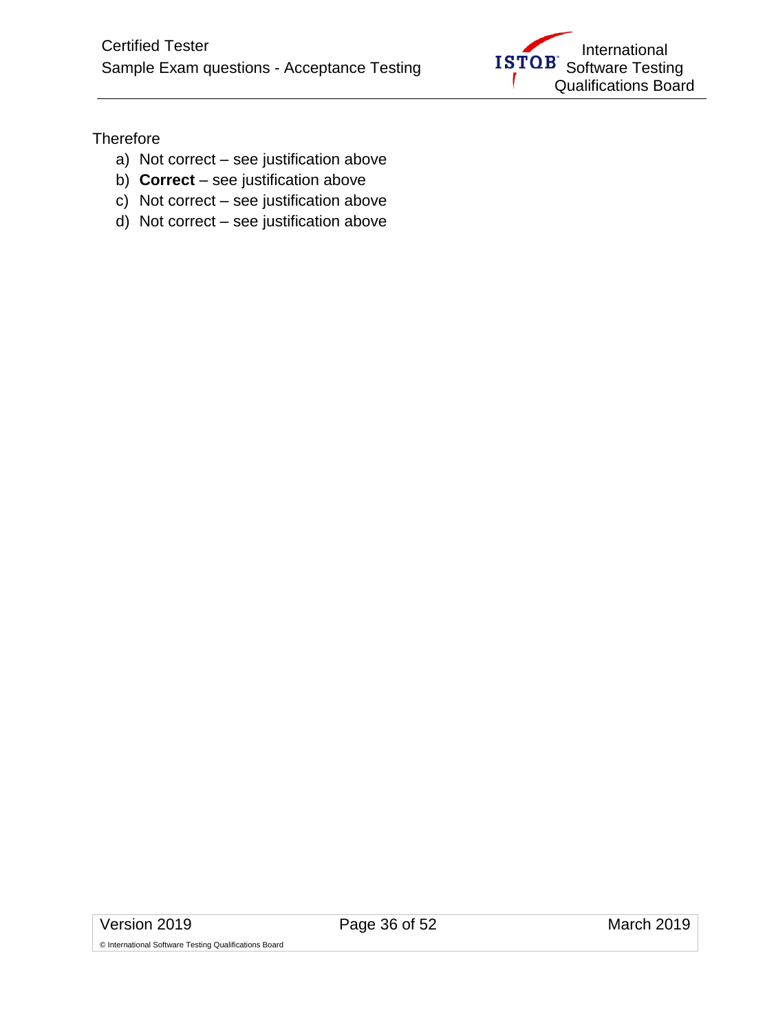Therefore

a) Not correct – see justification above
b) **Correct** – see justification above
c) Not correct – see justification above
d) Not correct – see justification above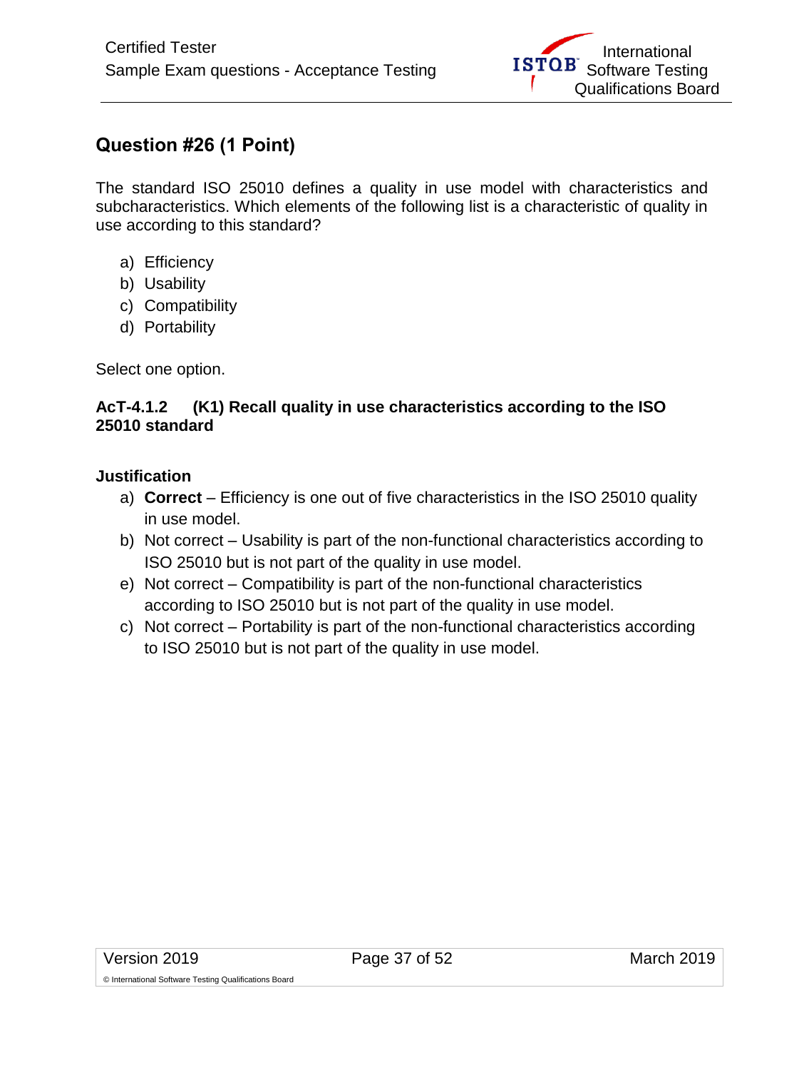## Question #26 (1 Point)

The standard ISO 25010 defines a quality in use model with characteristics and subcharacteristics. Which elements of the following list is a characteristic of quality in use according to this standard?

a) Efficiency
b) Usability
c) Compatibility
d) Portability

Select one option.

**AcT-4.1.2 (K1) Recall quality in use characteristics according to the ISO 25010 standard**

**Justification**

a) **Correct** – Efficiency is one out of five characteristics in the ISO 25010 quality in use model.
b) Not correct – Usability is part of the non-functional characteristics according to ISO 25010 but is not part of the quality in use model.
e) Not correct – Compatibility is part of the non-functional characteristics according to ISO 25010 but is not part of the quality in use model.
c) Not correct – Portability is part of the non-functional characteristics according to ISO 25010 but is not part of the quality in use model.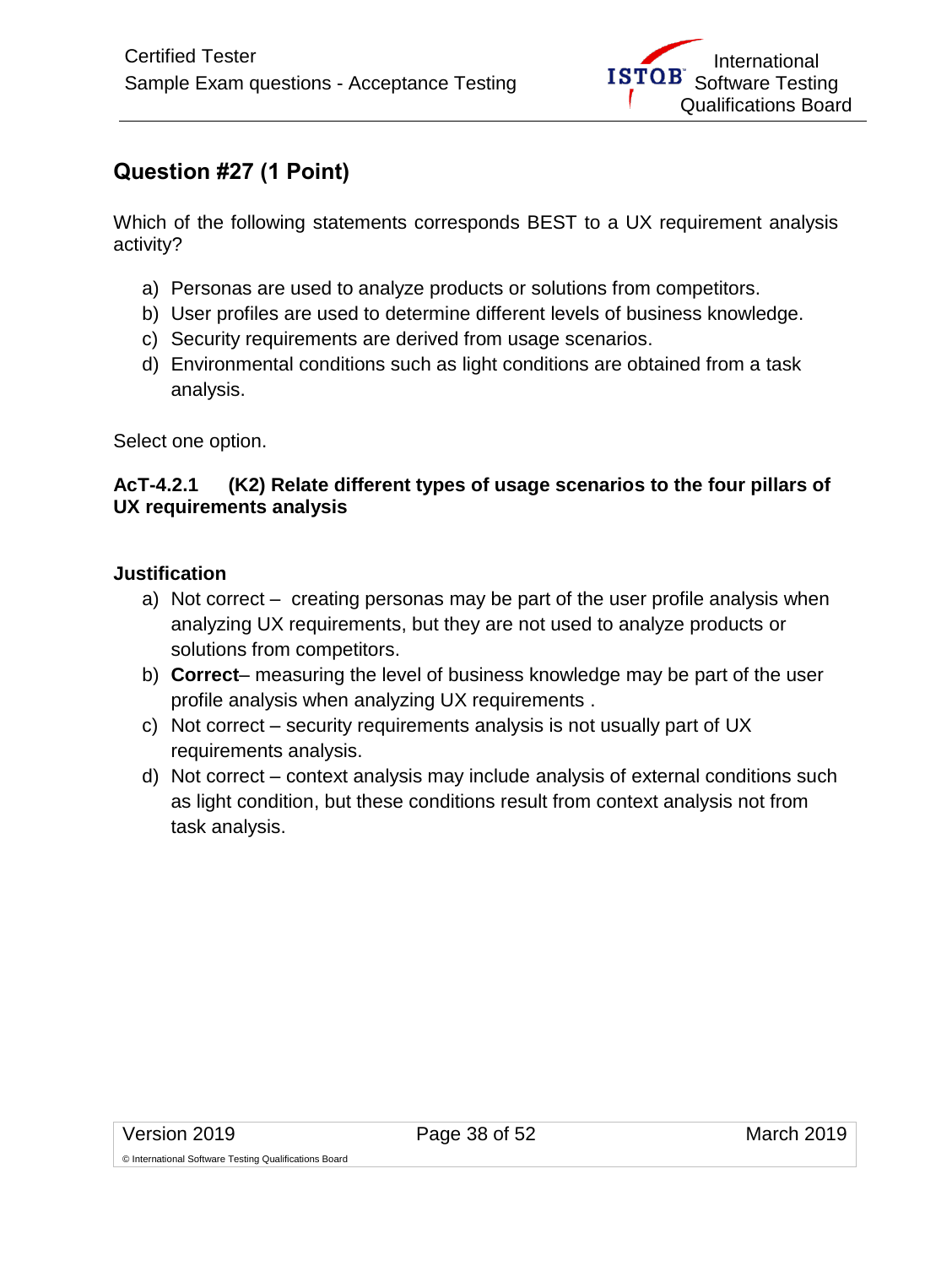## Question #27 (1 Point)

Which of the following statements corresponds BEST to a UX requirement analysis activity?

a) Personas are used to analyze products or solutions from competitors.
b) User profiles are used to determine different levels of business knowledge.
c) Security requirements are derived from usage scenarios.
d) Environmental conditions such as light conditions are obtained from a task analysis.

Select one option.

**AcT-4.2.1 (K2) Relate different types of usage scenarios to the four pillars of UX requirements analysis**

### Justification

a) Not correct – creating personas may be part of the user profile analysis when analyzing UX requirements, but they are not used to analyze products or solutions from competitors.
b) **Correct**– measuring the level of business knowledge may be part of the user profile analysis when analyzing UX requirements .
c) Not correct – security requirements analysis is not usually part of UX requirements analysis.
d) Not correct – context analysis may include analysis of external conditions such as light condition, but these conditions result from context analysis not from task analysis.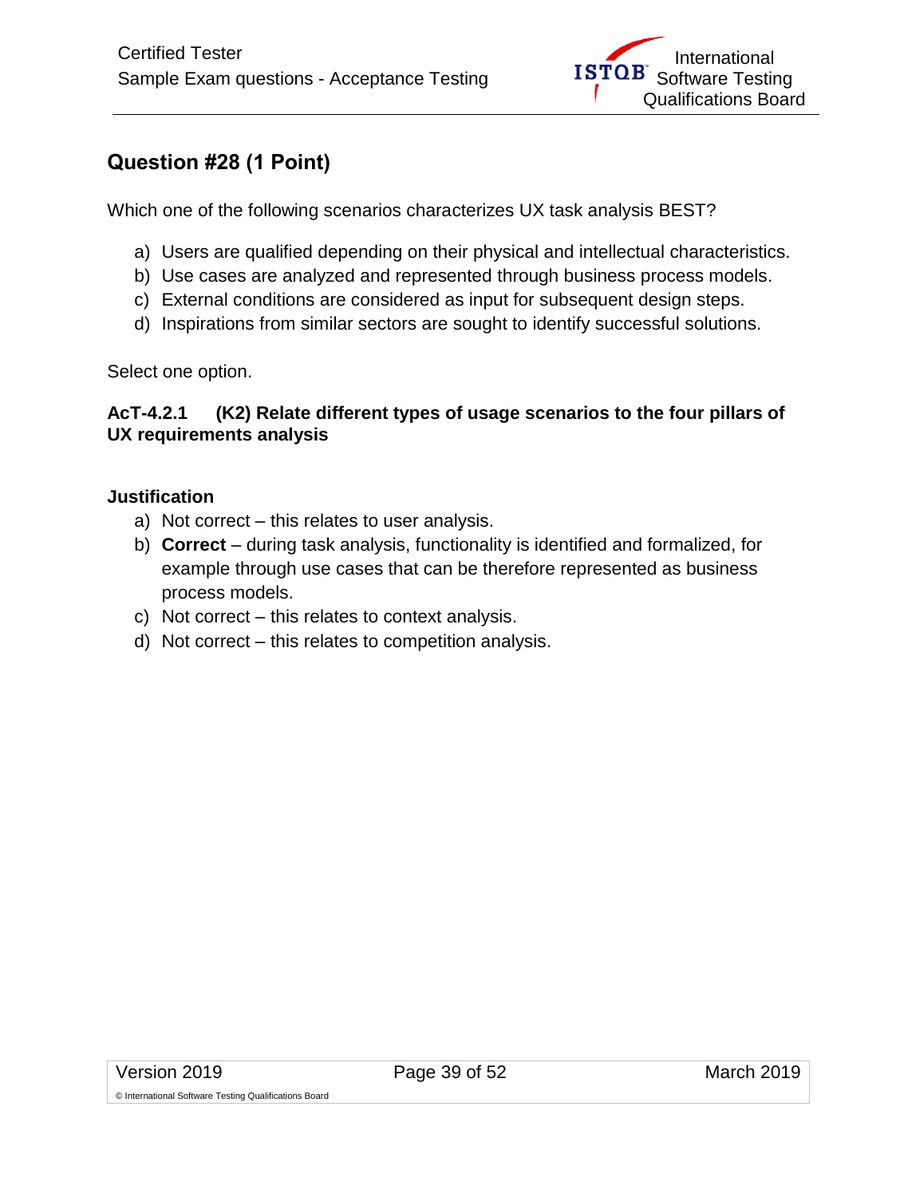## Question #28 (1 Point)

Which one of the following scenarios characterizes UX task analysis BEST?

a) Users are qualified depending on their physical and intellectual characteristics.
b) Use cases are analyzed and represented through business process models.
c) External conditions are considered as input for subsequent design steps.
d) Inspirations from similar sectors are sought to identify successful solutions.

Select one option.

**AcT-4.2.1 (K2) Relate different types of usage scenarios to the four pillars of UX requirements analysis**

**Justification**

a) Not correct – this relates to user analysis.
b) **Correct** – during task analysis, functionality is identified and formalized, for example through use cases that can be therefore represented as business process models.
c) Not correct – this relates to context analysis.
d) Not correct – this relates to competition analysis.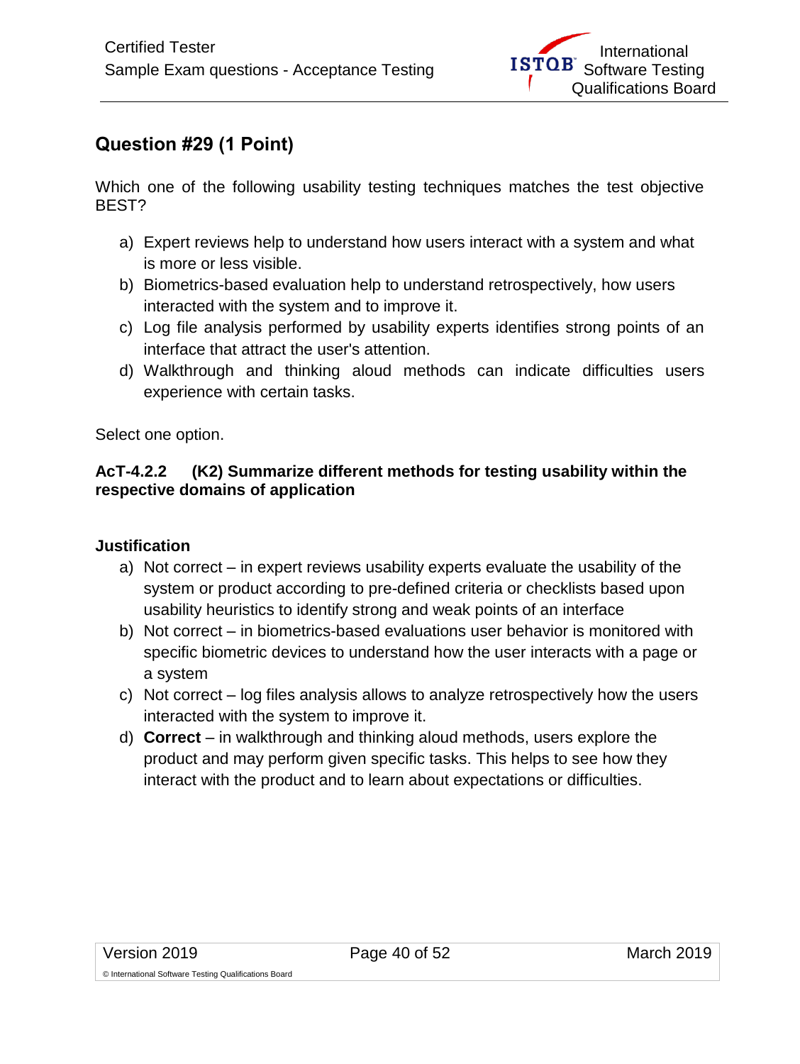## Question #29 (1 Point)

Which one of the following usability testing techniques matches the test objective BEST?

a) Expert reviews help to understand how users interact with a system and what is more or less visible.
b) Biometrics-based evaluation help to understand retrospectively, how users interacted with the system and to improve it.
c) Log file analysis performed by usability experts identifies strong points of an interface that attract the user's attention.
d) Walkthrough and thinking aloud methods can indicate difficulties users experience with certain tasks.

Select one option.

**AcT-4.2.2 (K2) Summarize different methods for testing usability within the respective domains of application**

### Justification

a) Not correct – in expert reviews usability experts evaluate the usability of the system or product according to pre-defined criteria or checklists based upon usability heuristics to identify strong and weak points of an interface
b) Not correct – in biometrics-based evaluations user behavior is monitored with specific biometric devices to understand how the user interacts with a page or a system
c) Not correct – log files analysis allows to analyze retrospectively how the users interacted with the system to improve it.
d) **Correct** – in walkthrough and thinking aloud methods, users explore the product and may perform given specific tasks. This helps to see how they interact with the product and to learn about expectations or difficulties.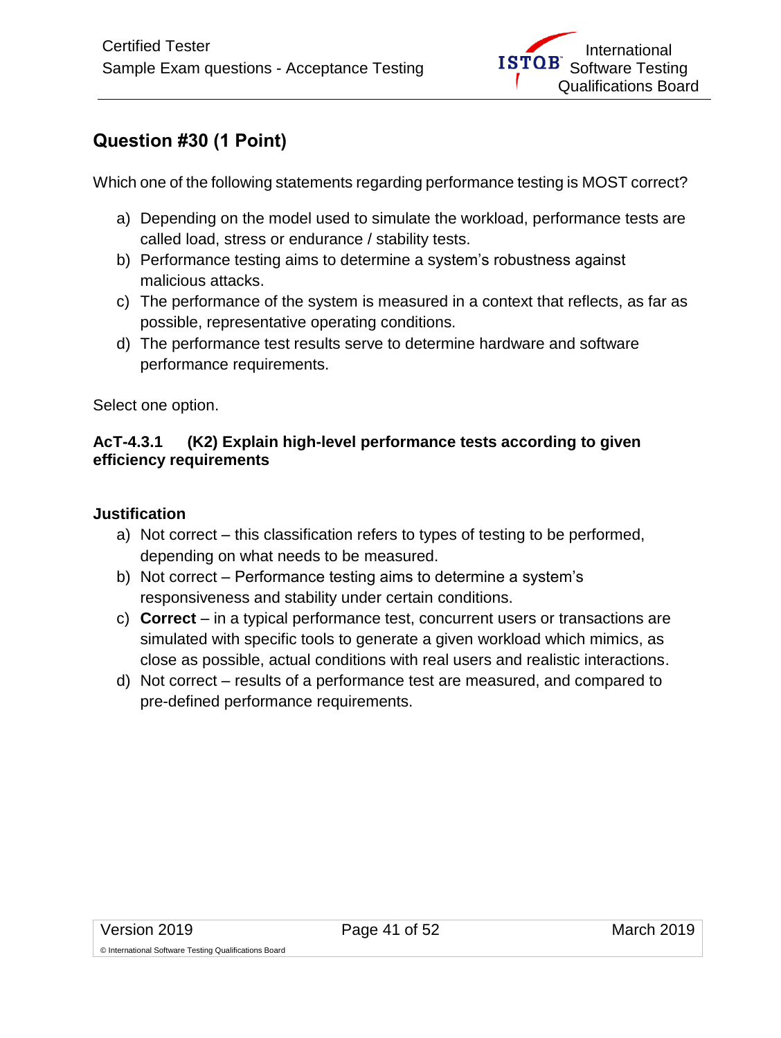## Question #30 (1 Point)

Which one of the following statements regarding performance testing is MOST correct?

a) Depending on the model used to simulate the workload, performance tests are called load, stress or endurance / stability tests.
b) Performance testing aims to determine a system's robustness against malicious attacks.
c) The performance of the system is measured in a context that reflects, as far as possible, representative operating conditions.
d) The performance test results serve to determine hardware and software performance requirements.

Select one option.

**AcT-4.3.1 (K2) Explain high-level performance tests according to given efficiency requirements**

**Justification**

a) Not correct – this classification refers to types of testing to be performed, depending on what needs to be measured.
b) Not correct – Performance testing aims to determine a system's responsiveness and stability under certain conditions.
c) **Correct** – in a typical performance test, concurrent users or transactions are simulated with specific tools to generate a given workload which mimics, as close as possible, actual conditions with real users and realistic interactions.
d) Not correct – results of a performance test are measured, and compared to pre-defined performance requirements.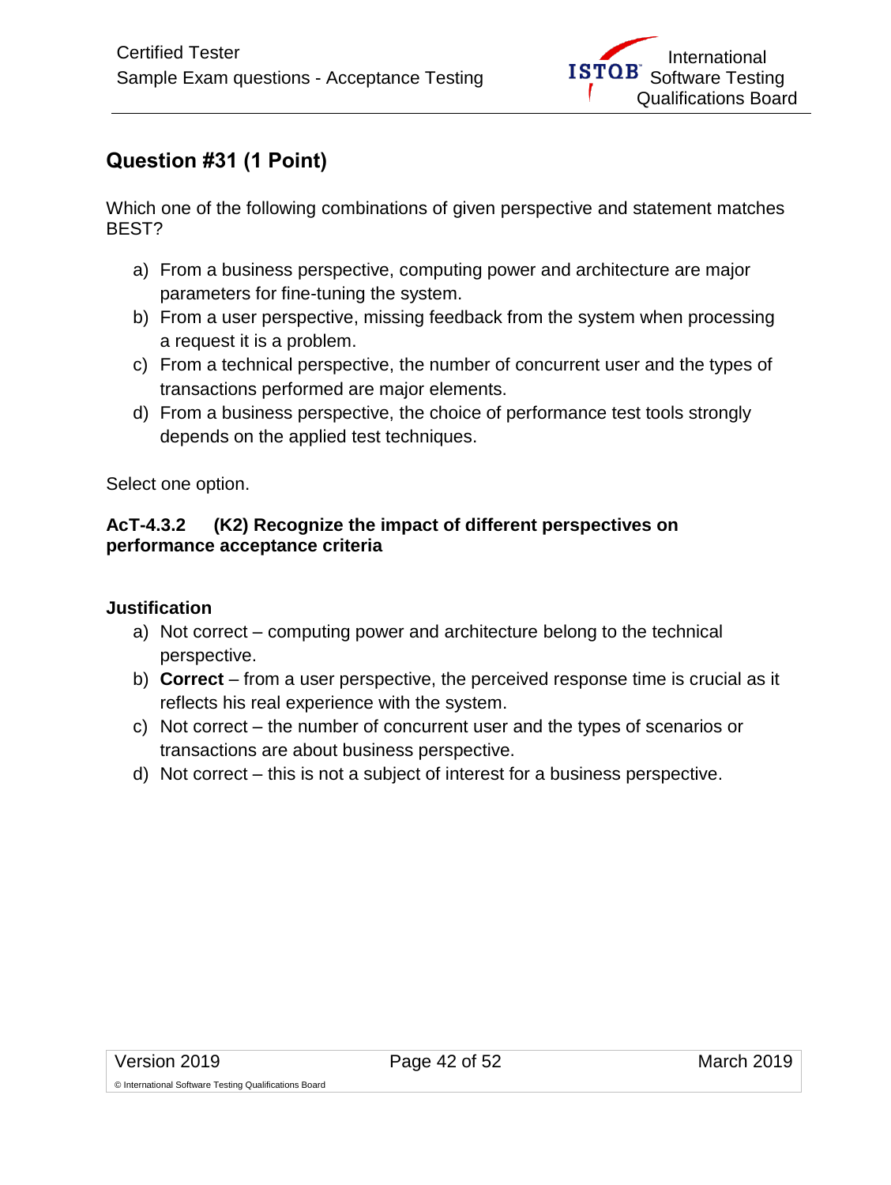## Question #31 (1 Point)

Which one of the following combinations of given perspective and statement matches BEST?

a) From a business perspective, computing power and architecture are major parameters for fine-tuning the system.
b) From a user perspective, missing feedback from the system when processing a request it is a problem.
c) From a technical perspective, the number of concurrent user and the types of transactions performed are major elements.
d) From a business perspective, the choice of performance test tools strongly depends on the applied test techniques.

Select one option.

**AcT-4.3.2 (K2) Recognize the impact of different perspectives on performance acceptance criteria**

**Justification**

a) Not correct – computing power and architecture belong to the technical perspective.
b) **Correct** – from a user perspective, the perceived response time is crucial as it reflects his real experience with the system.
c) Not correct – the number of concurrent user and the types of scenarios or transactions are about business perspective.
d) Not correct – this is not a subject of interest for a business perspective.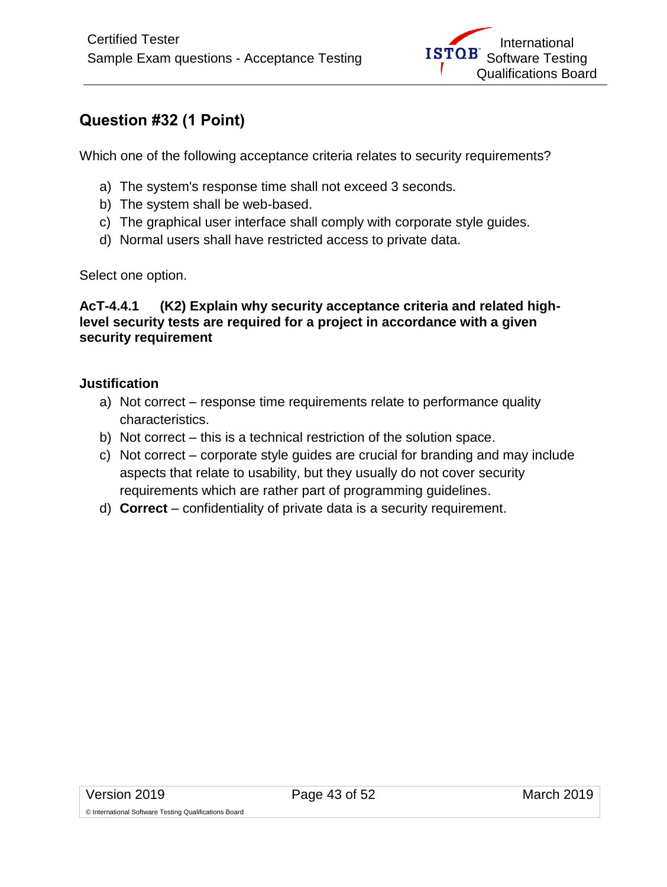## Question #32 (1 Point)

Which one of the following acceptance criteria relates to security requirements?

a) The system's response time shall not exceed 3 seconds.
b) The system shall be web-based.
c) The graphical user interface shall comply with corporate style guides.
d) Normal users shall have restricted access to private data.

Select one option.

**AcT-4.4.1 (K2) Explain why security acceptance criteria and related high-level security tests are required for a project in accordance with a given security requirement**

**Justification**

a) Not correct – response time requirements relate to performance quality characteristics.
b) Not correct – this is a technical restriction of the solution space.
c) Not correct – corporate style guides are crucial for branding and may include aspects that relate to usability, but they usually do not cover security requirements which are rather part of programming guidelines.
d) **Correct** – confidentiality of private data is a security requirement.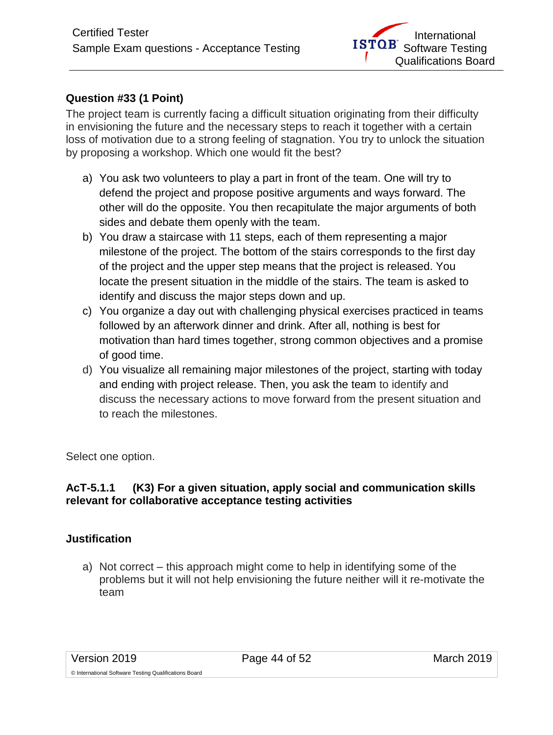**Question #33 (1 Point)**

The project team is currently facing a difficult situation originating from their difficulty in envisioning the future and the necessary steps to reach it together with a certain loss of motivation due to a strong feeling of stagnation. You try to unlock the situation by proposing a workshop. Which one would fit the best?

a) You ask two volunteers to play a part in front of the team. One will try to defend the project and propose positive arguments and ways forward. The other will do the opposite. You then recapitulate the major arguments of both sides and debate them openly with the team.

b) You draw a staircase with 11 steps, each of them representing a major milestone of the project. The bottom of the stairs corresponds to the first day of the project and the upper step means that the project is released. You locate the present situation in the middle of the stairs. The team is asked to identify and discuss the major steps down and up.

c) You organize a day out with challenging physical exercises practiced in teams followed by an afterwork dinner and drink. After all, nothing is best for motivation than hard times together, strong common objectives and a promise of good time.

d) You visualize all remaining major milestones of the project, starting with today and ending with project release. Then, you ask the team to identify and discuss the necessary actions to move forward from the present situation and to reach the milestones.

Select one option.

**AcT-5.1.1 (K3) For a given situation, apply social and communication skills relevant for collaborative acceptance testing activities**

**Justification**

a) Not correct – this approach might come to help in identifying some of the problems but it will not help envisioning the future neither will it re-motivate the team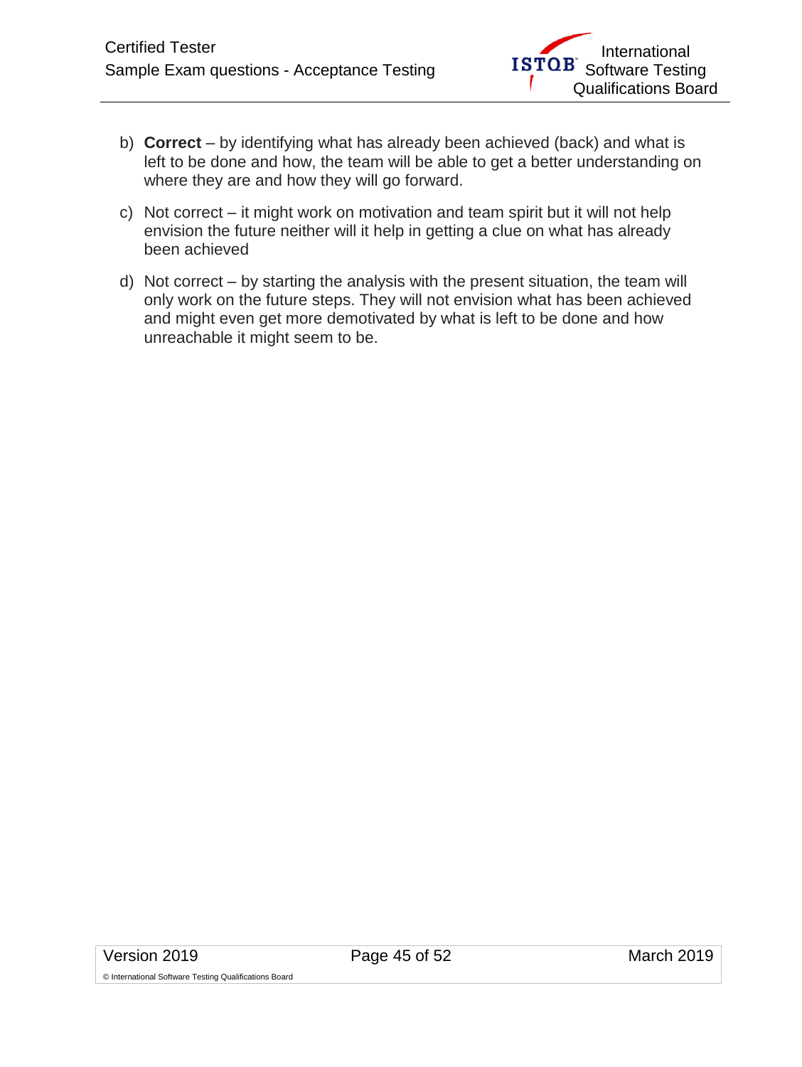b) **Correct** – by identifying what has already been achieved (back) and what is left to be done and how, the team will be able to get a better understanding on where they are and how they will go forward.

c) Not correct – it might work on motivation and team spirit but it will not help envision the future neither will it help in getting a clue on what has already been achieved

d) Not correct – by starting the analysis with the present situation, the team will only work on the future steps. They will not envision what has been achieved and might even get more demotivated by what is left to be done and how unreachable it might seem to be.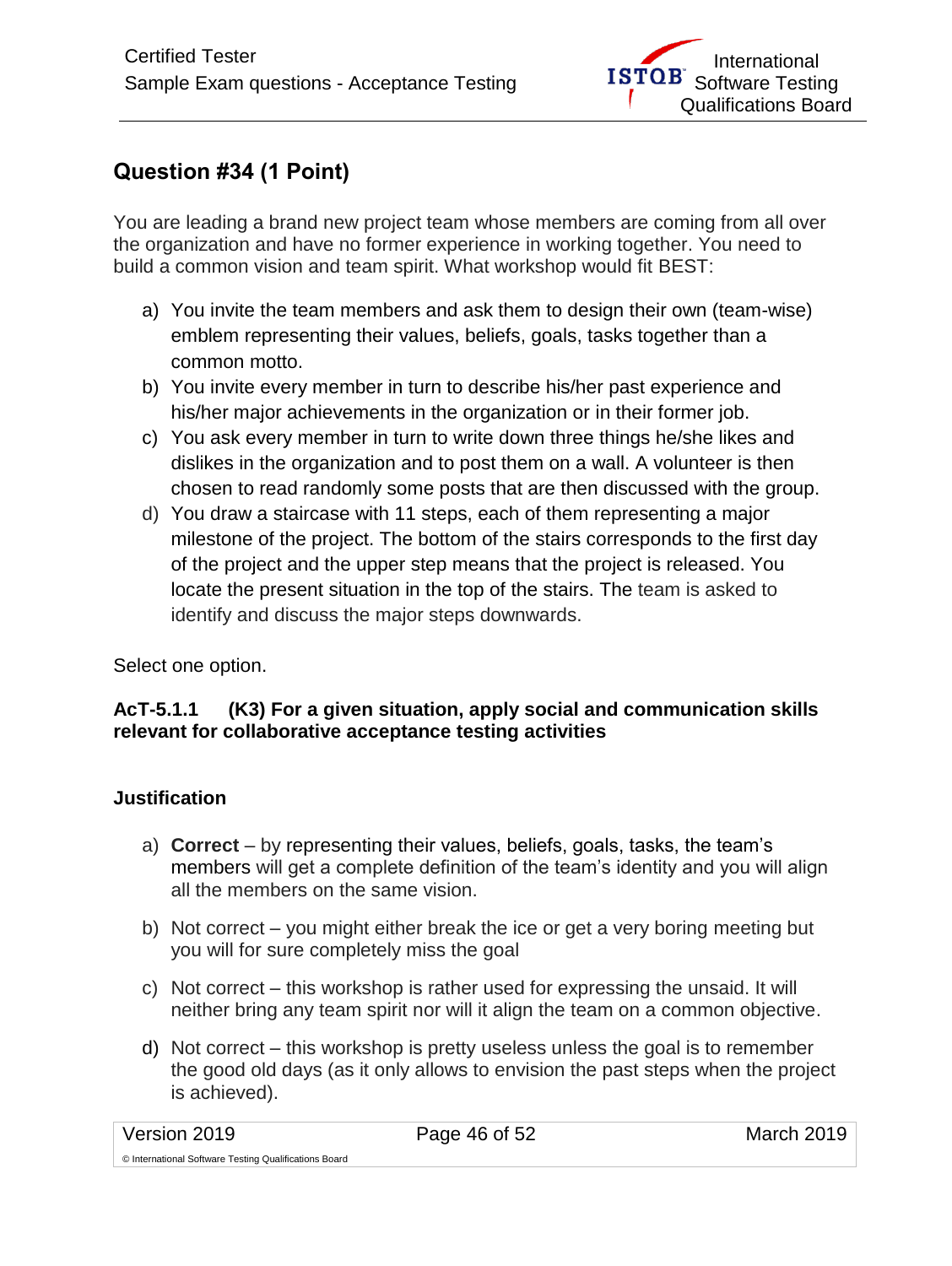## Question #34 (1 Point)

You are leading a brand new project team whose members are coming from all over the organization and have no former experience in working together. You need to build a common vision and team spirit. What workshop would fit BEST:

a) You invite the team members and ask them to design their own (team-wise) emblem representing their values, beliefs, goals, tasks together than a common motto.
b) You invite every member in turn to describe his/her past experience and his/her major achievements in the organization or in their former job.
c) You ask every member in turn to write down three things he/she likes and dislikes in the organization and to post them on a wall. A volunteer is then chosen to read randomly some posts that are then discussed with the group.
d) You draw a staircase with 11 steps, each of them representing a major milestone of the project. The bottom of the stairs corresponds to the first day of the project and the upper step means that the project is released. You locate the present situation in the top of the stairs. The team is asked to identify and discuss the major steps downwards.

Select one option.

**AcT-5.1.1 (K3) For a given situation, apply social and communication skills relevant for collaborative acceptance testing activities**

### Justification

a) **Correct** – by representing their values, beliefs, goals, tasks, the team's members will get a complete definition of the team's identity and you will align all the members on the same vision.

b) Not correct – you might either break the ice or get a very boring meeting but you will for sure completely miss the goal

c) Not correct – this workshop is rather used for expressing the unsaid. It will neither bring any team spirit nor will it align the team on a common objective.

d) Not correct – this workshop is pretty useless unless the goal is to remember the good old days (as it only allows to envision the past steps when the project is achieved).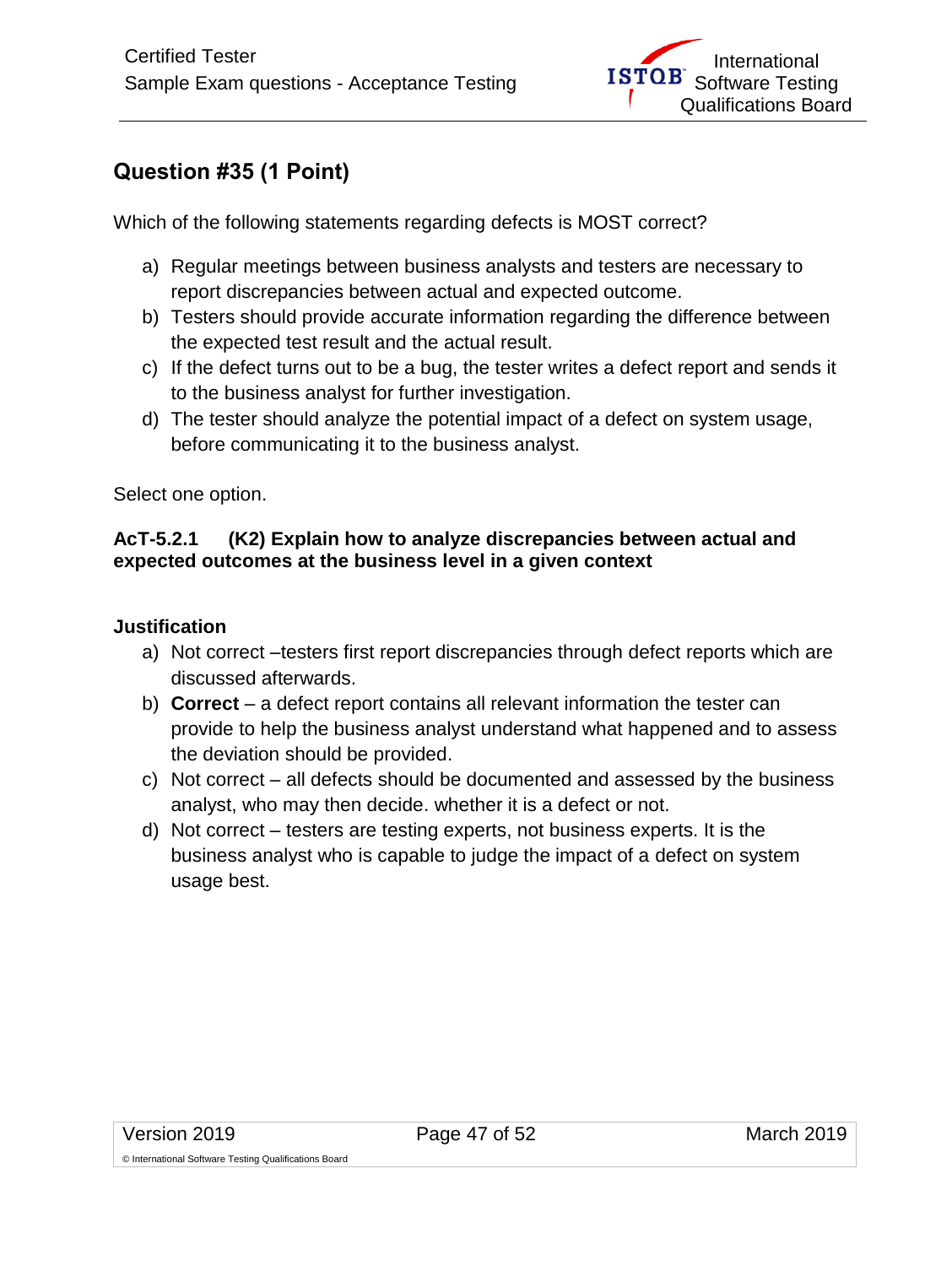## Question #35 (1 Point)

Which of the following statements regarding defects is MOST correct?

a) Regular meetings between business analysts and testers are necessary to report discrepancies between actual and expected outcome.
b) Testers should provide accurate information regarding the difference between the expected test result and the actual result.
c) If the defect turns out to be a bug, the tester writes a defect report and sends it to the business analyst for further investigation.
d) The tester should analyze the potential impact of a defect on system usage, before communicating it to the business analyst.

Select one option.

**AcT-5.2.1 (K2) Explain how to analyze discrepancies between actual and expected outcomes at the business level in a given context**

**Justification**

a) Not correct –testers first report discrepancies through defect reports which are discussed afterwards.
b) **Correct** – a defect report contains all relevant information the tester can provide to help the business analyst understand what happened and to assess the deviation should be provided.
c) Not correct – all defects should be documented and assessed by the business analyst, who may then decide. whether it is a defect or not.
d) Not correct – testers are testing experts, not business experts. It is the business analyst who is capable to judge the impact of a defect on system usage best.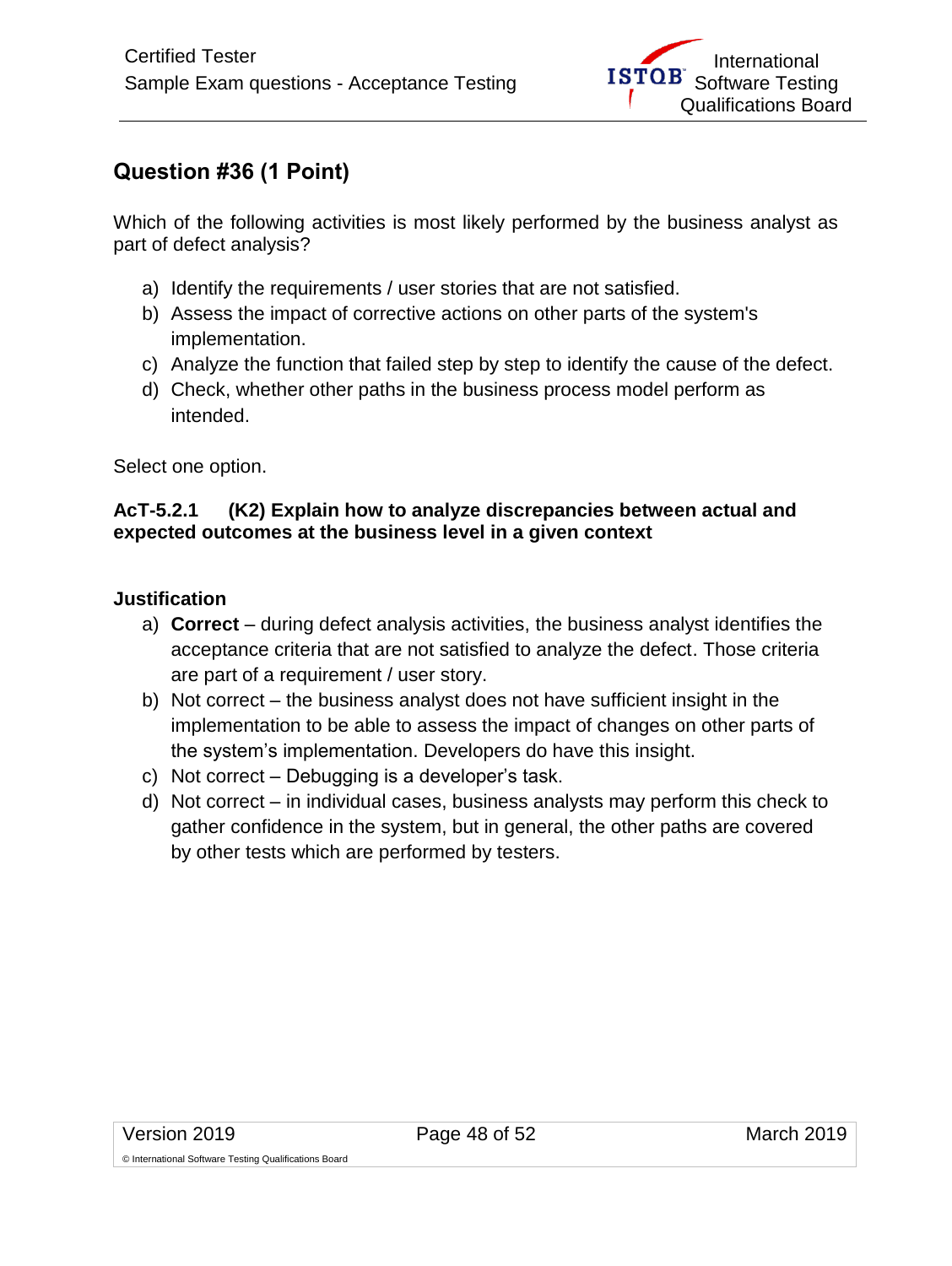## Question #36 (1 Point)

Which of the following activities is most likely performed by the business analyst as part of defect analysis?

a) Identify the requirements / user stories that are not satisfied.
b) Assess the impact of corrective actions on other parts of the system's implementation.
c) Analyze the function that failed step by step to identify the cause of the defect.
d) Check, whether other paths in the business process model perform as intended.

Select one option.

**AcT-5.2.1 (K2) Explain how to analyze discrepancies between actual and expected outcomes at the business level in a given context**

**Justification**

a) **Correct** – during defect analysis activities, the business analyst identifies the acceptance criteria that are not satisfied to analyze the defect. Those criteria are part of a requirement / user story.
b) Not correct – the business analyst does not have sufficient insight in the implementation to be able to assess the impact of changes on other parts of the system's implementation. Developers do have this insight.
c) Not correct – Debugging is a developer's task.
d) Not correct – in individual cases, business analysts may perform this check to gather confidence in the system, but in general, the other paths are covered by other tests which are performed by testers.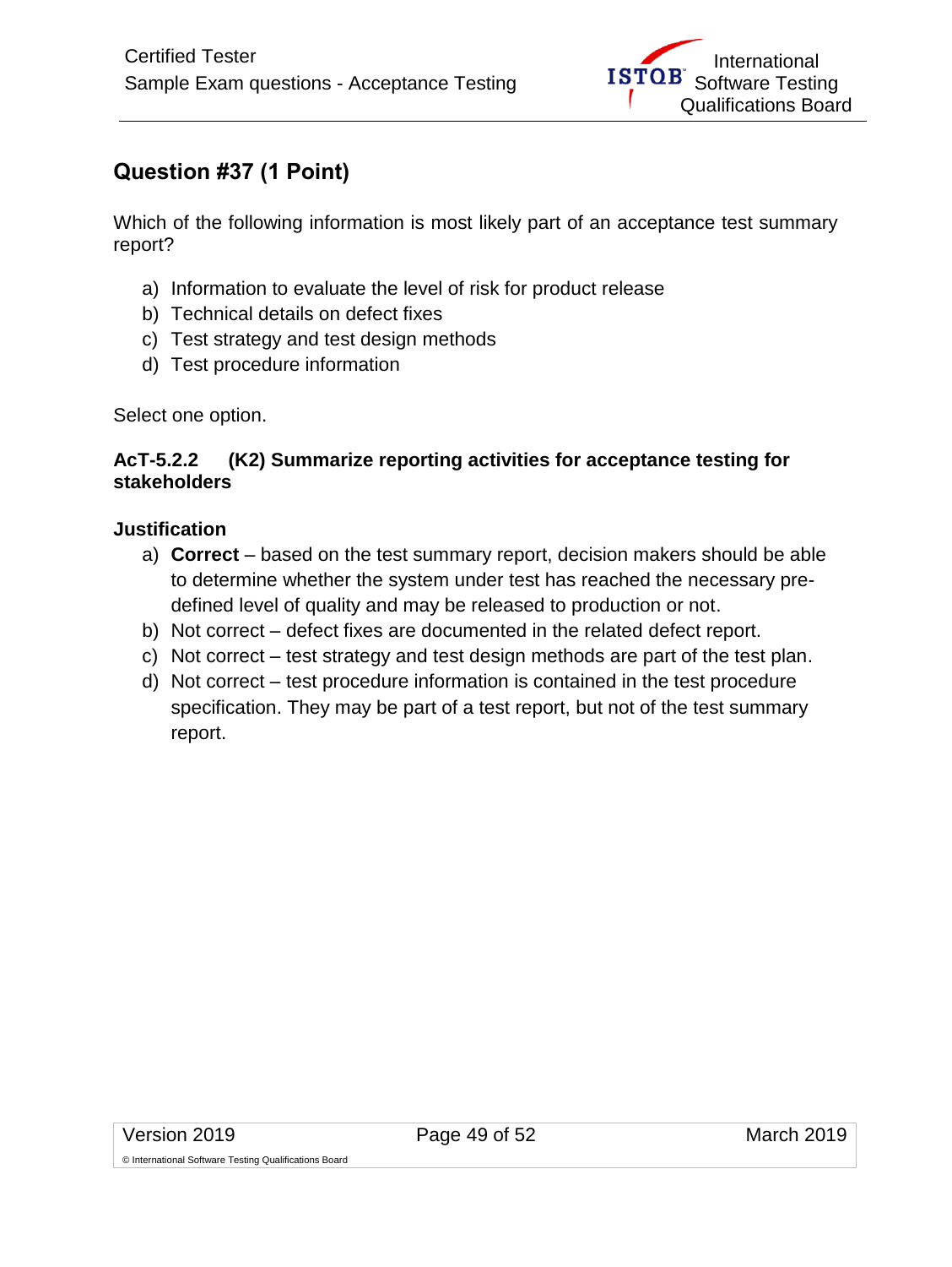## Question #37 (1 Point)

Which of the following information is most likely part of an acceptance test summary report?

a) Information to evaluate the level of risk for product release
b) Technical details on defect fixes
c) Test strategy and test design methods
d) Test procedure information

Select one option.

**AcT-5.2.2 (K2) Summarize reporting activities for acceptance testing for stakeholders**

**Justification**

a) **Correct** – based on the test summary report, decision makers should be able to determine whether the system under test has reached the necessary pre-defined level of quality and may be released to production or not.
b) Not correct – defect fixes are documented in the related defect report.
c) Not correct – test strategy and test design methods are part of the test plan.
d) Not correct – test procedure information is contained in the test procedure specification. They may be part of a test report, but not of the test summary report.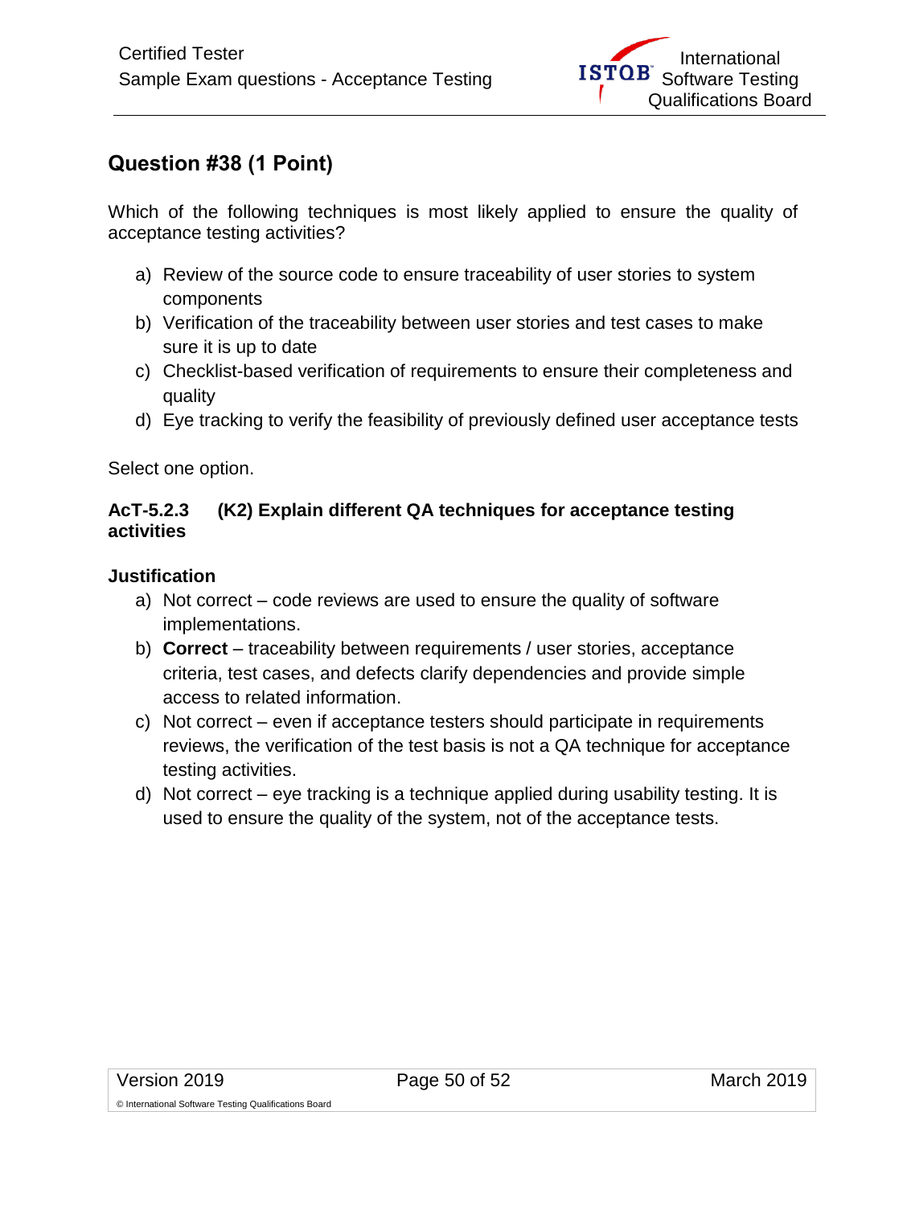## Question #38 (1 Point)

Which of the following techniques is most likely applied to ensure the quality of acceptance testing activities?

a) Review of the source code to ensure traceability of user stories to system components
b) Verification of the traceability between user stories and test cases to make sure it is up to date
c) Checklist-based verification of requirements to ensure their completeness and quality
d) Eye tracking to verify the feasibility of previously defined user acceptance tests

Select one option.

**AcT-5.2.3 (K2) Explain different QA techniques for acceptance testing activities**

**Justification**

a) Not correct – code reviews are used to ensure the quality of software implementations.
b) **Correct** – traceability between requirements / user stories, acceptance criteria, test cases, and defects clarify dependencies and provide simple access to related information.
c) Not correct – even if acceptance testers should participate in requirements reviews, the verification of the test basis is not a QA technique for acceptance testing activities.
d) Not correct – eye tracking is a technique applied during usability testing. It is used to ensure the quality of the system, not of the acceptance tests.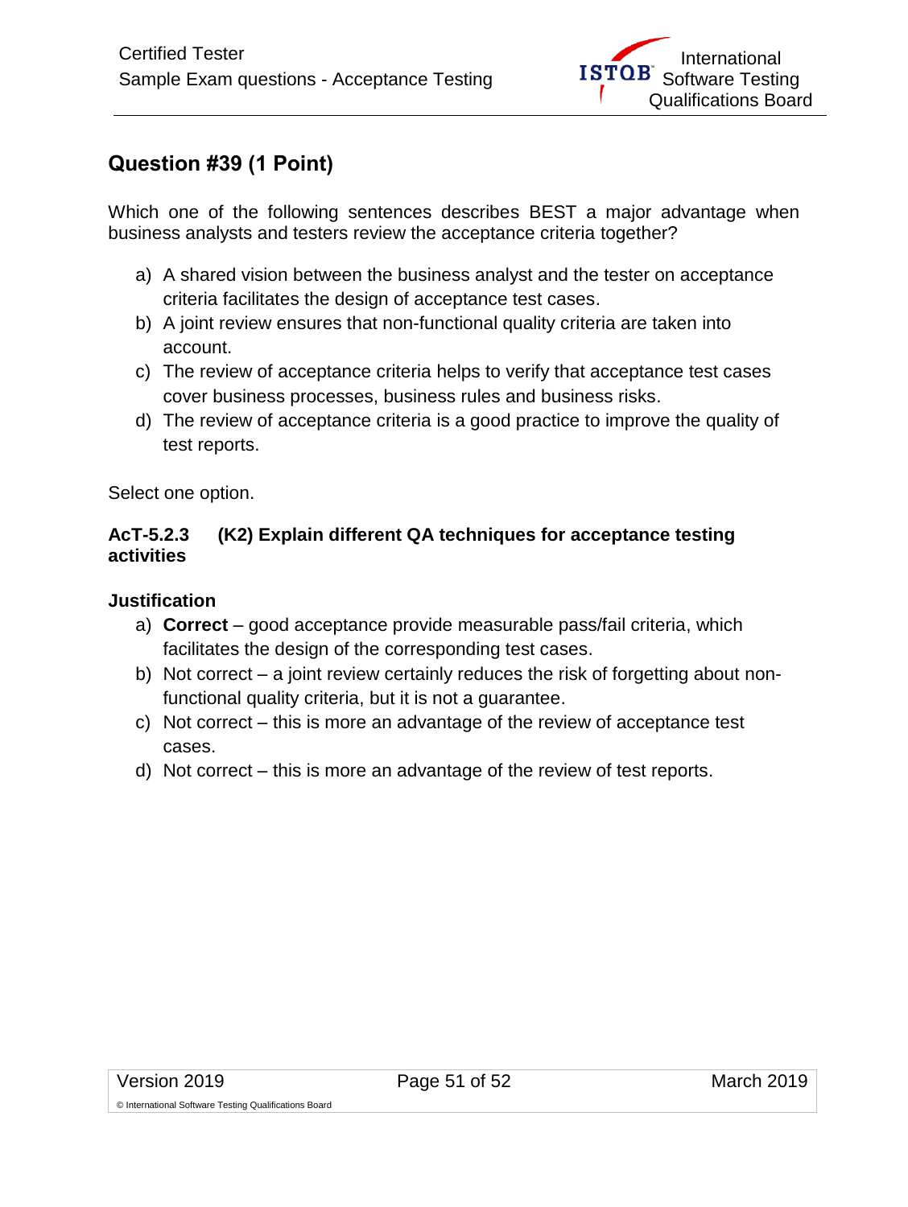## Question #39 (1 Point)

Which one of the following sentences describes BEST a major advantage when business analysts and testers review the acceptance criteria together?

a) A shared vision between the business analyst and the tester on acceptance criteria facilitates the design of acceptance test cases.
b) A joint review ensures that non-functional quality criteria are taken into account.
c) The review of acceptance criteria helps to verify that acceptance test cases cover business processes, business rules and business risks.
d) The review of acceptance criteria is a good practice to improve the quality of test reports.

Select one option.

**AcT-5.2.3 (K2) Explain different QA techniques for acceptance testing activities**

**Justification**

a) **Correct** – good acceptance provide measurable pass/fail criteria, which facilitates the design of the corresponding test cases.
b) Not correct – a joint review certainly reduces the risk of forgetting about non-functional quality criteria, but it is not a guarantee.
c) Not correct – this is more an advantage of the review of acceptance test cases.
d) Not correct – this is more an advantage of the review of test reports.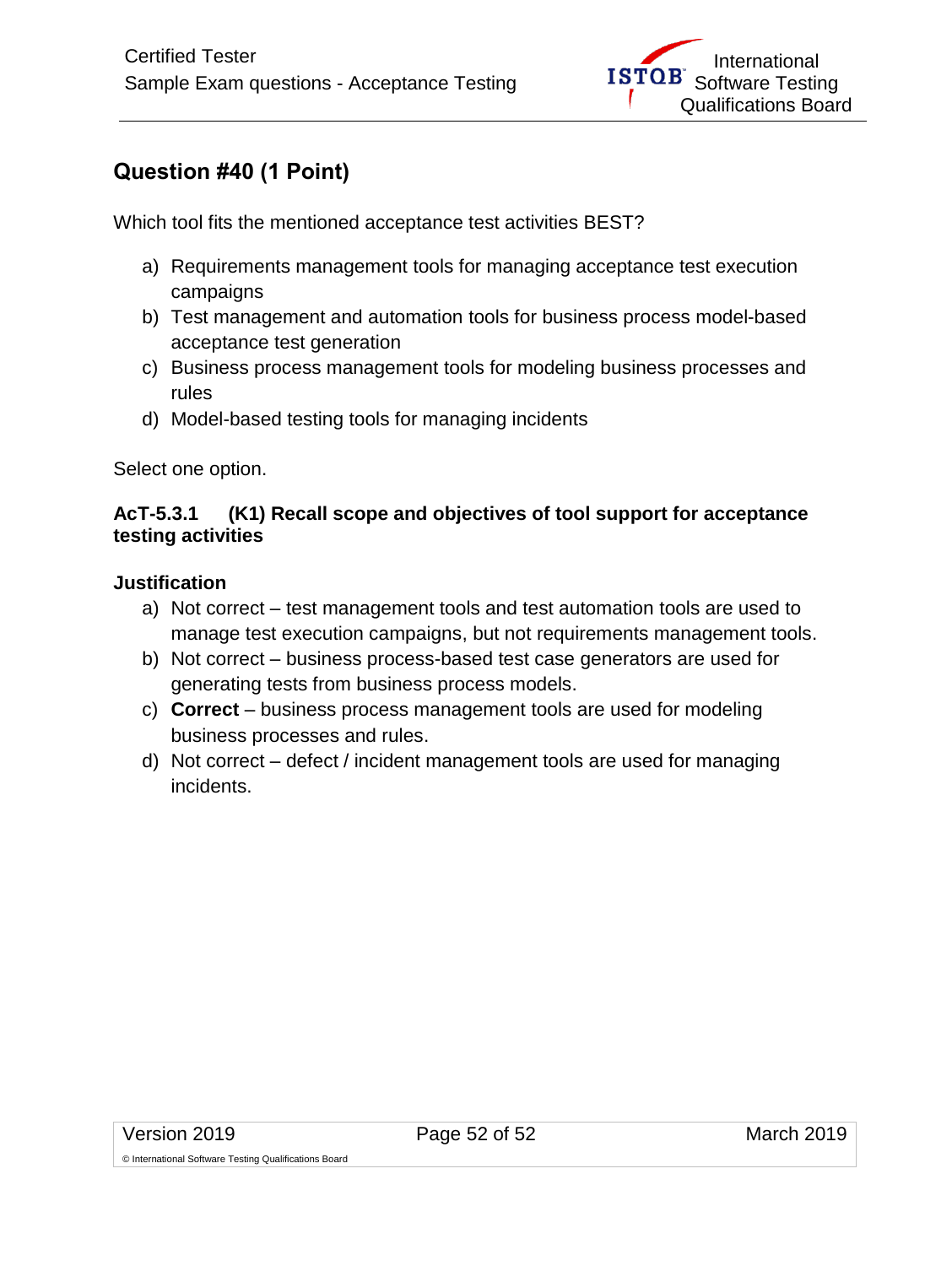## Question #40 (1 Point)

Which tool fits the mentioned acceptance test activities BEST?

a) Requirements management tools for managing acceptance test execution campaigns
b) Test management and automation tools for business process model-based acceptance test generation
c) Business process management tools for modeling business processes and rules
d) Model-based testing tools for managing incidents

Select one option.

**AcT-5.3.1 (K1) Recall scope and objectives of tool support for acceptance testing activities**

**Justification**

a) Not correct – test management tools and test automation tools are used to manage test execution campaigns, but not requirements management tools.
b) Not correct – business process-based test case generators are used for generating tests from business process models.
c) **Correct** – business process management tools are used for modeling business processes and rules.
d) Not correct – defect / incident management tools are used for managing incidents.